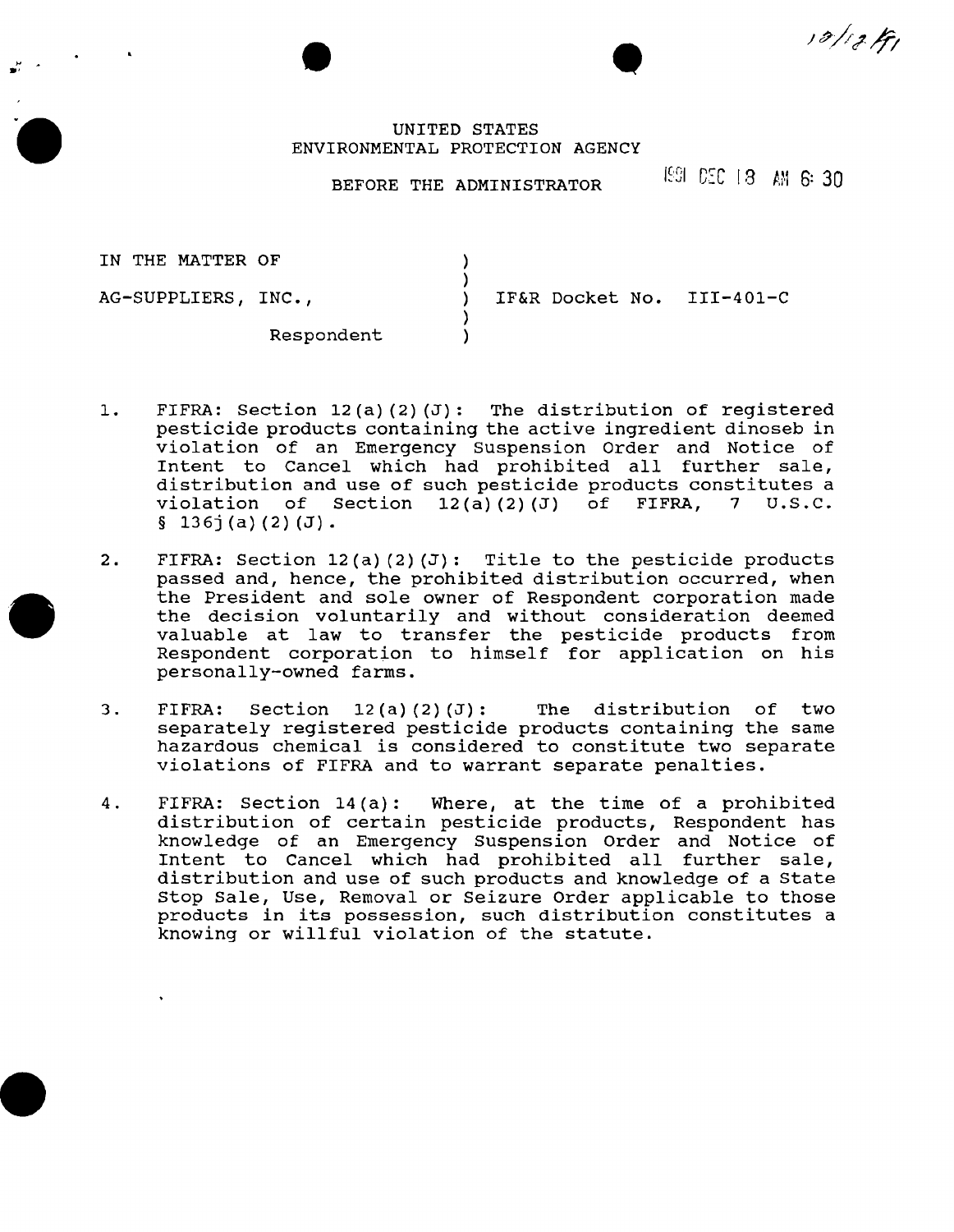12/18/91

UNITED STATES
ENVIRONMENTAL PROTECTION AGENCY

BEFORE THE ADMINISTRATOR

1991 DEC 18 AM 6:30

IN THE MATTER OF

AG-SUPPLIERS, INC.,

Respondent

IF&R Docket No. III-401-C

1. FIFRA: Section 12(a)(2)(J): The distribution of registered pesticide products containing the active ingredient dinoseb in violation of an Emergency Suspension Order and Notice of Intent to Cancel which had prohibited all further sale, distribution and use of such pesticide products constitutes a violation of Section 12(a)(2)(J) of FIFRA, 7 U.S.C. § 136j(a)(2)(J).

2. FIFRA: Section 12(a)(2)(J): Title to the pesticide products passed and, hence, the prohibited distribution occurred, when the President and sole owner of Respondent corporation made the decision voluntarily and without consideration deemed valuable at law to transfer the pesticide products from Respondent corporation to himself for application on his personally-owned farms.

3. FIFRA: Section 12(a)(2)(J): The distribution of two separately registered pesticide products containing the same hazardous chemical is considered to constitute two separate violations of FIFRA and to warrant separate penalties.

4. FIFRA: Section 14(a): Where, at the time of a prohibited distribution of certain pesticide products, Respondent has knowledge of an Emergency Suspension Order and Notice of Intent to Cancel which had prohibited all further sale, distribution and use of such products and knowledge of a State Stop Sale, Use, Removal or Seizure Order applicable to those products in its possession, such distribution constitutes a knowing or willful violation of the statute.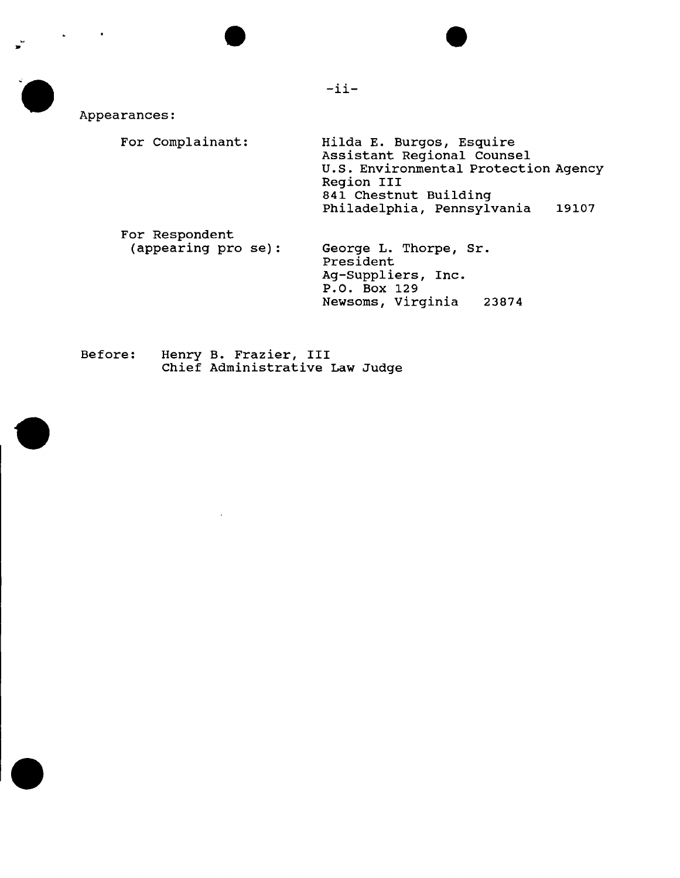Appearances:

For Complainant:

Hilda E. Burgos, Esquire
Assistant Regional Counsel
U.S. Environmental Protection Agency
Region III
841 Chestnut Building
Philadelphia, Pennsylvania 19107

For Respondent (appearing pro se):

George L. Thorpe, Sr.
President
Ag-Suppliers, Inc.
P.O. Box 129
Newsoms, Virginia 23874

Before: Henry B. Frazier, III
Chief Administrative Law Judge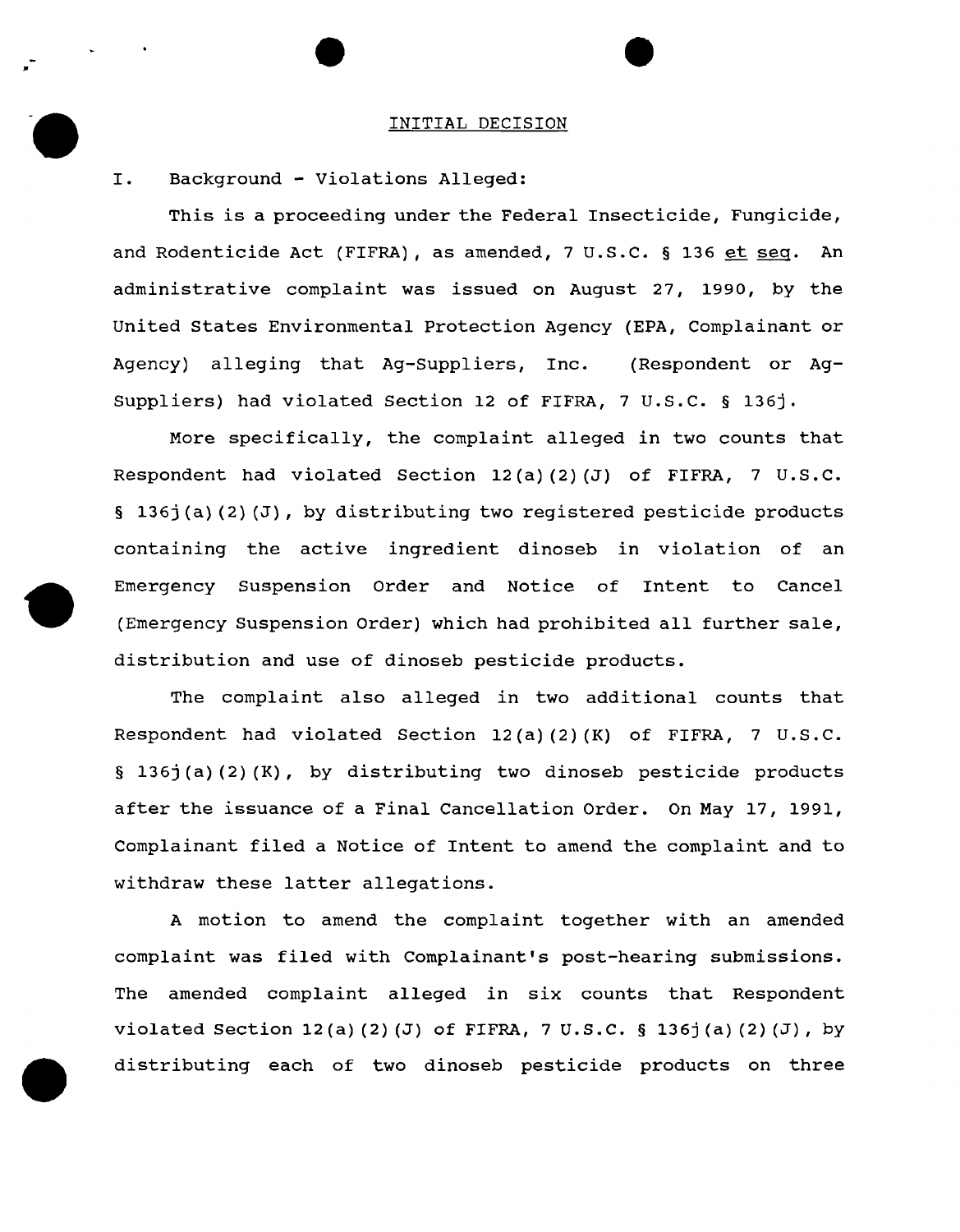# INITIAL DECISION

I. Background - Violations Alleged:

This is a proceeding under the Federal Insecticide, Fungicide, and Rodenticide Act (FIFRA), as amended, 7 U.S.C. § 136 et seq. An administrative complaint was issued on August 27, 1990, by the United States Environmental Protection Agency (EPA, Complainant or Agency) alleging that Ag-Suppliers, Inc. (Respondent or Ag-Suppliers) had violated Section 12 of FIFRA, 7 U.S.C. § 136j.

More specifically, the complaint alleged in two counts that Respondent had violated Section 12(a)(2)(J) of FIFRA, 7 U.S.C. § 136j(a)(2)(J), by distributing two registered pesticide products containing the active ingredient dinoseb in violation of an Emergency Suspension Order and Notice of Intent to Cancel (Emergency Suspension Order) which had prohibited all further sale, distribution and use of dinoseb pesticide products.

The complaint also alleged in two additional counts that Respondent had violated Section 12(a)(2)(K) of FIFRA, 7 U.S.C. § 136j(a)(2)(K), by distributing two dinoseb pesticide products after the issuance of a Final Cancellation Order. On May 17, 1991, Complainant filed a Notice of Intent to amend the complaint and to withdraw these latter allegations.

A motion to amend the complaint together with an amended complaint was filed with Complainant's post-hearing submissions. The amended complaint alleged in six counts that Respondent violated Section 12(a)(2)(J) of FIFRA, 7 U.S.C. § 136j(a)(2)(J), by distributing each of two dinoseb pesticide products on three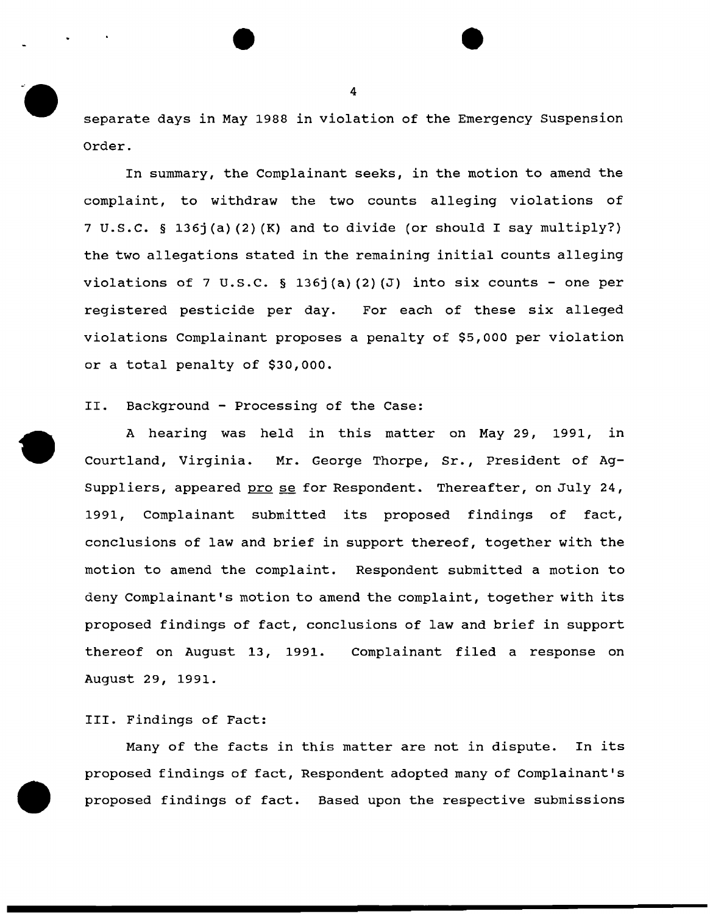separate days in May 1988 in violation of the Emergency Suspension Order.

In summary, the Complainant seeks, in the motion to amend the complaint, to withdraw the two counts alleging violations of 7 U.S.C. § 136j(a)(2)(K) and to divide (or should I say multiply?) the two allegations stated in the remaining initial counts alleging violations of 7 U.S.C. § 136j(a)(2)(J) into six counts - one per registered pesticide per day. For each of these six alleged violations Complainant proposes a penalty of $5,000 per violation or a total penalty of $30,000.

## II. Background - Processing of the Case:

A hearing was held in this matter on May 29, 1991, in Courtland, Virginia. Mr. George Thorpe, Sr., President of Ag-Suppliers, appeared pro se for Respondent. Thereafter, on July 24, 1991, Complainant submitted its proposed findings of fact, conclusions of law and brief in support thereof, together with the motion to amend the complaint. Respondent submitted a motion to deny Complainant's motion to amend the complaint, together with its proposed findings of fact, conclusions of law and brief in support thereof on August 13, 1991. Complainant filed a response on August 29, 1991.

## III. Findings of Fact:

Many of the facts in this matter are not in dispute. In its proposed findings of fact, Respondent adopted many of Complainant's proposed findings of fact. Based upon the respective submissions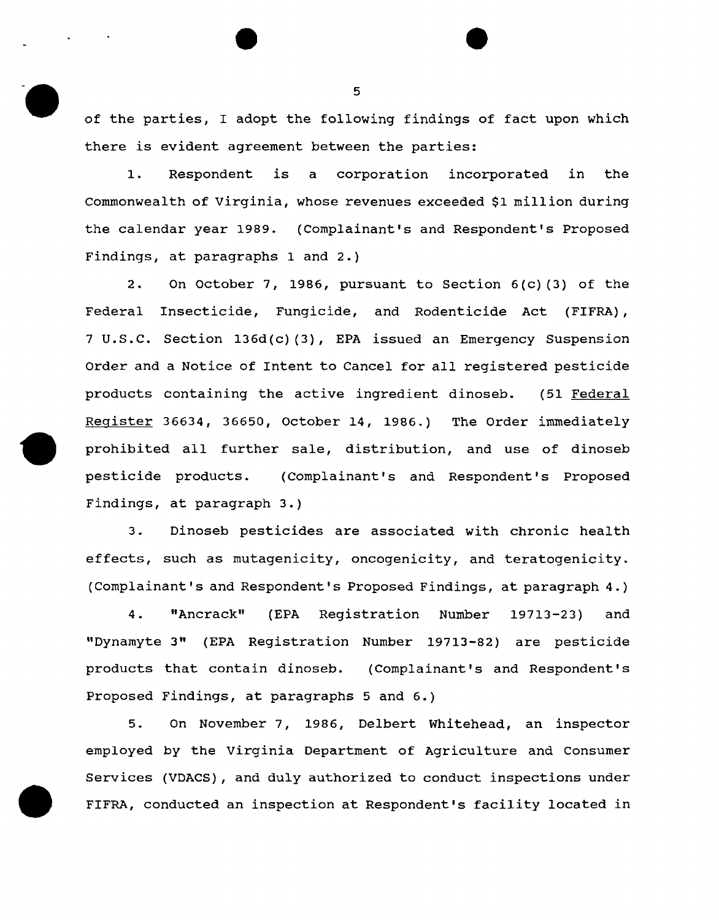of the parties, I adopt the following findings of fact upon which there is evident agreement between the parties:

1. Respondent is a corporation incorporated in the Commonwealth of Virginia, whose revenues exceeded $1 million during the calendar year 1989. (Complainant's and Respondent's Proposed Findings, at paragraphs 1 and 2.)

2. On October 7, 1986, pursuant to Section 6(c)(3) of the Federal Insecticide, Fungicide, and Rodenticide Act (FIFRA), 7 U.S.C. Section 136d(c)(3), EPA issued an Emergency Suspension Order and a Notice of Intent to Cancel for all registered pesticide products containing the active ingredient dinoseb. (51 Federal Register 36634, 36650, October 14, 1986.) The Order immediately prohibited all further sale, distribution, and use of dinoseb pesticide products. (Complainant's and Respondent's Proposed Findings, at paragraph 3.)

3. Dinoseb pesticides are associated with chronic health effects, such as mutagenicity, oncogenicity, and teratogenicity. (Complainant's and Respondent's Proposed Findings, at paragraph 4.)

4. "Ancrack" (EPA Registration Number 19713-23) and "Dynamyte 3" (EPA Registration Number 19713-82) are pesticide products that contain dinoseb. (Complainant's and Respondent's Proposed Findings, at paragraphs 5 and 6.)

5. On November 7, 1986, Delbert Whitehead, an inspector employed by the Virginia Department of Agriculture and Consumer Services (VDACS), and duly authorized to conduct inspections under FIFRA, conducted an inspection at Respondent's facility located in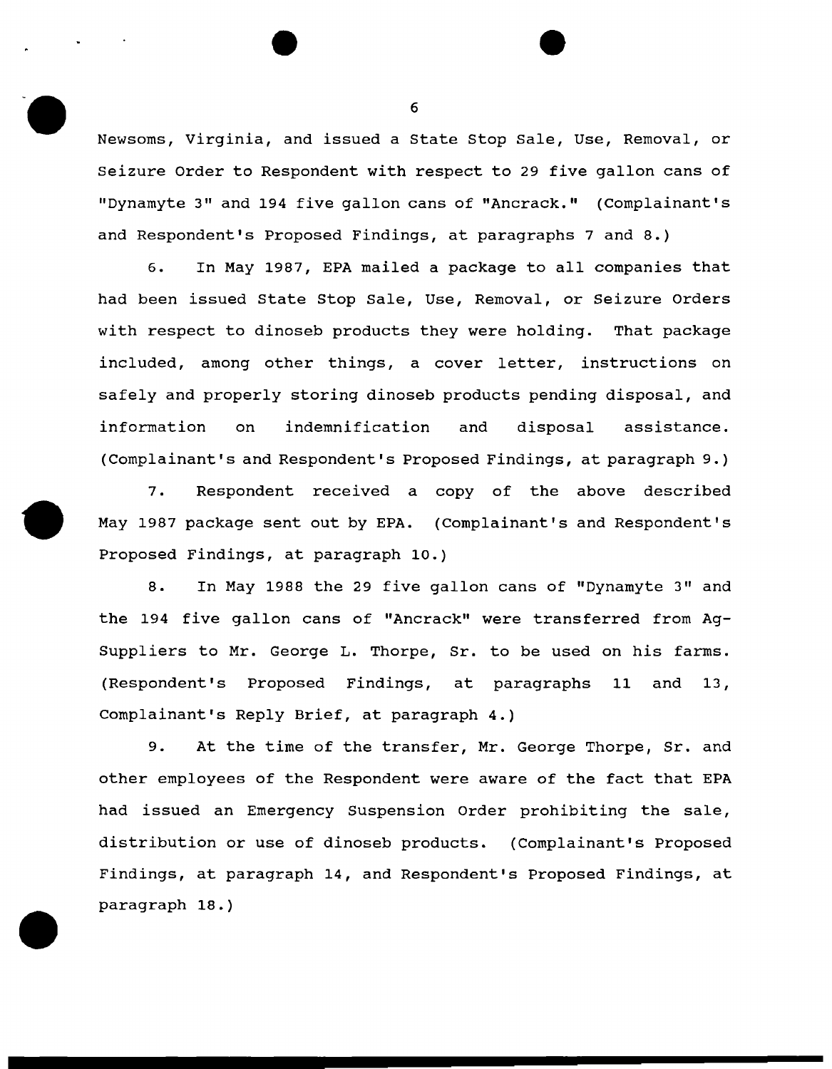Newsoms, Virginia, and issued a State Stop Sale, Use, Removal, or Seizure Order to Respondent with respect to 29 five gallon cans of "Dynamyte 3" and 194 five gallon cans of "Ancrack." (Complainant's and Respondent's Proposed Findings, at paragraphs 7 and 8.)

6. In May 1987, EPA mailed a package to all companies that had been issued State Stop Sale, Use, Removal, or Seizure Orders with respect to dinoseb products they were holding. That package included, among other things, a cover letter, instructions on safely and properly storing dinoseb products pending disposal, and information on indemnification and disposal assistance. (Complainant's and Respondent's Proposed Findings, at paragraph 9.)

7. Respondent received a copy of the above described May 1987 package sent out by EPA. (Complainant's and Respondent's Proposed Findings, at paragraph 10.)

8. In May 1988 the 29 five gallon cans of "Dynamyte 3" and the 194 five gallon cans of "Ancrack" were transferred from Ag-Suppliers to Mr. George L. Thorpe, Sr. to be used on his farms. (Respondent's Proposed Findings, at paragraphs 11 and 13, Complainant's Reply Brief, at paragraph 4.)

9. At the time of the transfer, Mr. George Thorpe, Sr. and other employees of the Respondent were aware of the fact that EPA had issued an Emergency Suspension Order prohibiting the sale, distribution or use of dinoseb products. (Complainant's Proposed Findings, at paragraph 14, and Respondent's Proposed Findings, at paragraph 18.)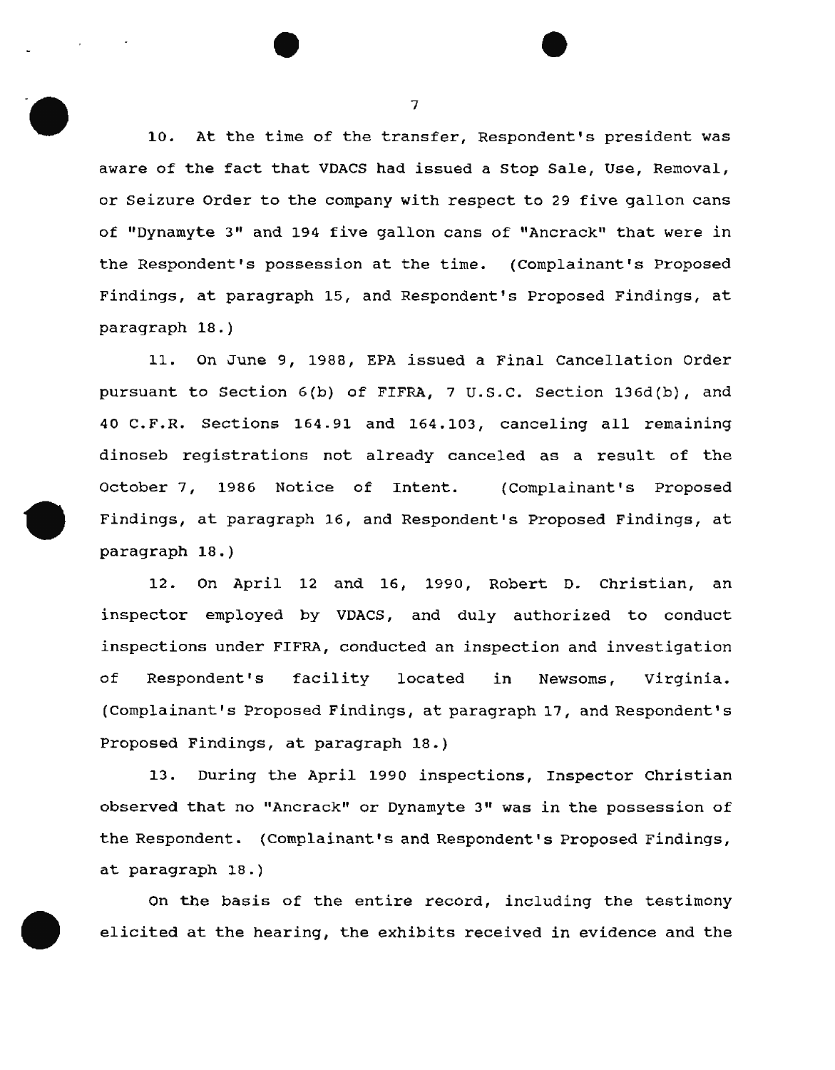10. At the time of the transfer, Respondent's president was aware of the fact that VDACS had issued a Stop Sale, Use, Removal, or Seizure Order to the company with respect to 29 five gallon cans of "Dynamyte 3" and 194 five gallon cans of "Ancrack" that were in the Respondent's possession at the time. (Complainant's Proposed Findings, at paragraph 15, and Respondent's Proposed Findings, at paragraph 18.)

11. On June 9, 1988, EPA issued a Final Cancellation Order pursuant to Section 6(b) of FIFRA, 7 U.S.C. Section 136d(b), and 40 C.F.R. Sections 164.91 and 164.103, canceling all remaining dinoseb registrations not already canceled as a result of the October 7, 1986 Notice of Intent. (Complainant's Proposed Findings, at paragraph 16, and Respondent's Proposed Findings, at paragraph 18.)

12. On April 12 and 16, 1990, Robert D. Christian, an inspector employed by VDACS, and duly authorized to conduct inspections under FIFRA, conducted an inspection and investigation of Respondent's facility located in Newsoms, Virginia. (Complainant's Proposed Findings, at paragraph 17, and Respondent's Proposed Findings, at paragraph 18.)

13. During the April 1990 inspections, Inspector Christian observed that no "Ancrack" or Dynamyte 3" was in the possession of the Respondent. (Complainant's and Respondent's Proposed Findings, at paragraph 18.)

On the basis of the entire record, including the testimony elicited at the hearing, the exhibits received in evidence and the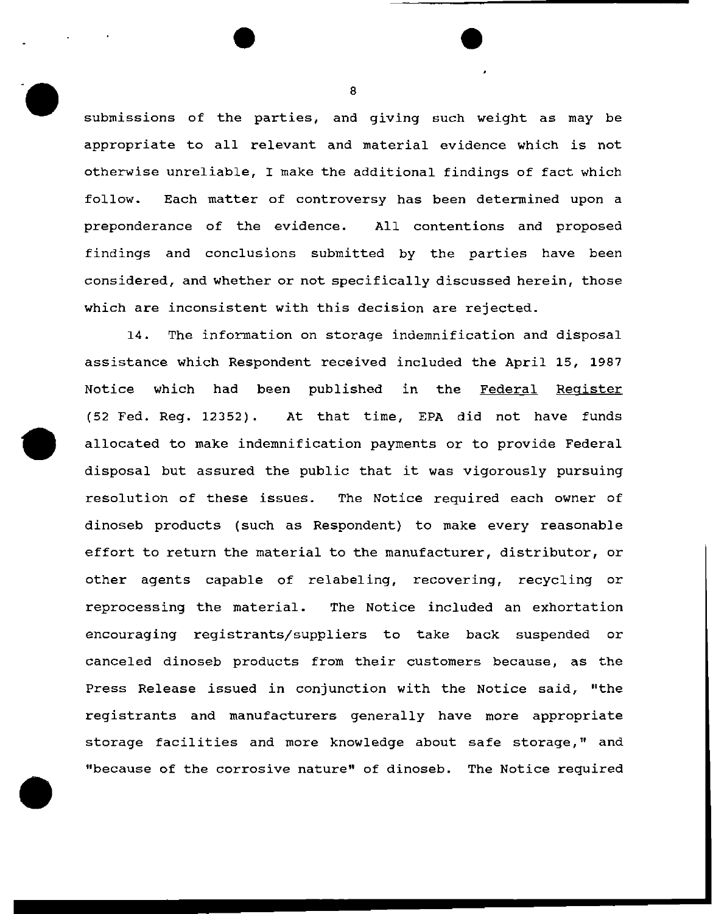submissions of the parties, and giving such weight as may be appropriate to all relevant and material evidence which is not otherwise unreliable, I make the additional findings of fact which follow. Each matter of controversy has been determined upon a preponderance of the evidence. All contentions and proposed findings and conclusions submitted by the parties have been considered, and whether or not specifically discussed herein, those which are inconsistent with this decision are rejected.

14. The information on storage indemnification and disposal assistance which Respondent received included the April 15, 1987 Notice which had been published in the <u>Federal Register</u> (52 Fed. Reg. 12352). At that time, EPA did not have funds allocated to make indemnification payments or to provide Federal disposal but assured the public that it was vigorously pursuing resolution of these issues. The Notice required each owner of dinoseb products (such as Respondent) to make every reasonable effort to return the material to the manufacturer, distributor, or other agents capable of relabeling, recovering, recycling or reprocessing the material. The Notice included an exhortation encouraging registrants/suppliers to take back suspended or canceled dinoseb products from their customers because, as the Press Release issued in conjunction with the Notice said, "the registrants and manufacturers generally have more appropriate storage facilities and more knowledge about safe storage," and "because of the corrosive nature" of dinoseb. The Notice required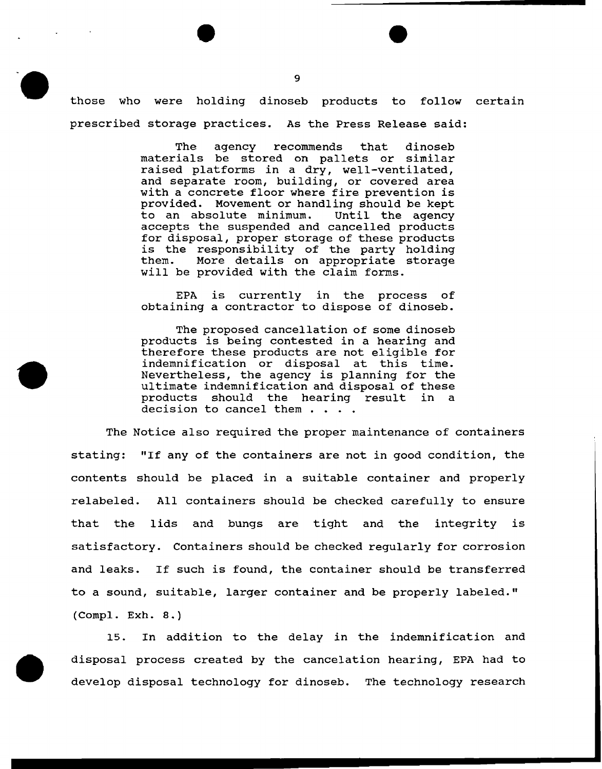those who were holding dinoseb products to follow certain prescribed storage practices. As the Press Release said:

> The agency recommends that dinoseb materials be stored on pallets or similar raised platforms in a dry, well-ventilated, and separate room, building, or covered area with a concrete floor where fire prevention is provided. Movement or handling should be kept to an absolute minimum. Until the agency accepts the suspended and cancelled products for disposal, proper storage of these products is the responsibility of the party holding them. More details on appropriate storage will be provided with the claim forms.
>
> EPA is currently in the process of obtaining a contractor to dispose of dinoseb.
>
> The proposed cancellation of some dinoseb products is being contested in a hearing and therefore these products are not eligible for indemnification or disposal at this time. Nevertheless, the agency is planning for the ultimate indemnification and disposal of these products should the hearing result in a decision to cancel them . . . .

The Notice also required the proper maintenance of containers stating: "If any of the containers are not in good condition, the contents should be placed in a suitable container and properly relabeled. All containers should be checked carefully to ensure that the lids and bungs are tight and the integrity is satisfactory. Containers should be checked regularly for corrosion and leaks. If such is found, the container should be transferred to a sound, suitable, larger container and be properly labeled." (Compl. Exh. 8.)

15. In addition to the delay in the indemnification and disposal process created by the cancelation hearing, EPA had to develop disposal technology for dinoseb. The technology research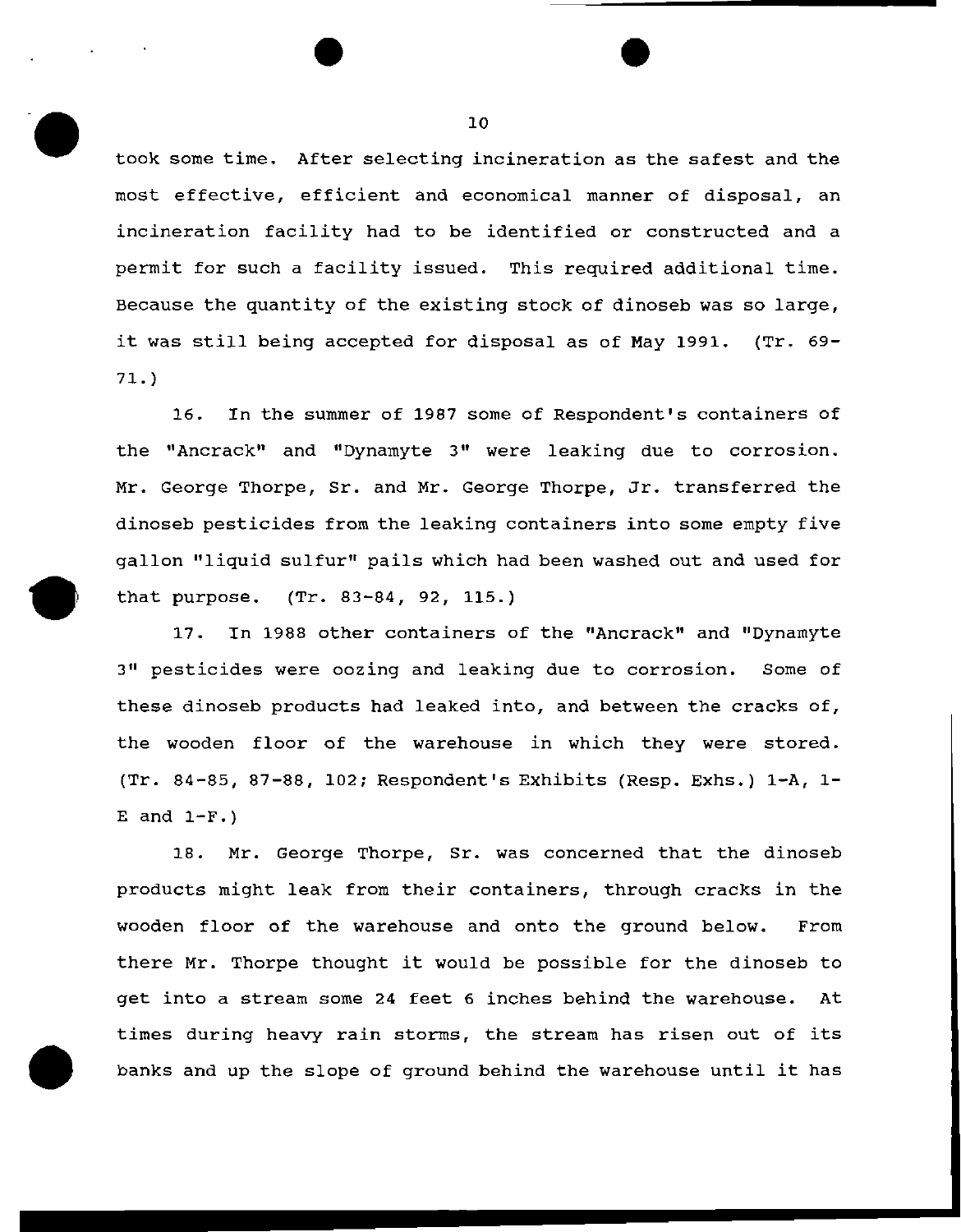took some time. After selecting incineration as the safest and the most effective, efficient and economical manner of disposal, an incineration facility had to be identified or constructed and a permit for such a facility issued. This required additional time. Because the quantity of the existing stock of dinoseb was so large, it was still being accepted for disposal as of May 1991. (Tr. 69-71.)

16. In the summer of 1987 some of Respondent's containers of the "Ancrack" and "Dynamyte 3" were leaking due to corrosion. Mr. George Thorpe, Sr. and Mr. George Thorpe, Jr. transferred the dinoseb pesticides from the leaking containers into some empty five gallon "liquid sulfur" pails which had been washed out and used for that purpose. (Tr. 83-84, 92, 115.)

17. In 1988 other containers of the "Ancrack" and "Dynamyte 3" pesticides were oozing and leaking due to corrosion. Some of these dinoseb products had leaked into, and between the cracks of, the wooden floor of the warehouse in which they were stored. (Tr. 84-85, 87-88, 102; Respondent's Exhibits (Resp. Exhs.) 1-A, 1-E and 1-F.)

18. Mr. George Thorpe, Sr. was concerned that the dinoseb products might leak from their containers, through cracks in the wooden floor of the warehouse and onto the ground below. From there Mr. Thorpe thought it would be possible for the dinoseb to get into a stream some 24 feet 6 inches behind the warehouse. At times during heavy rain storms, the stream has risen out of its banks and up the slope of ground behind the warehouse until it has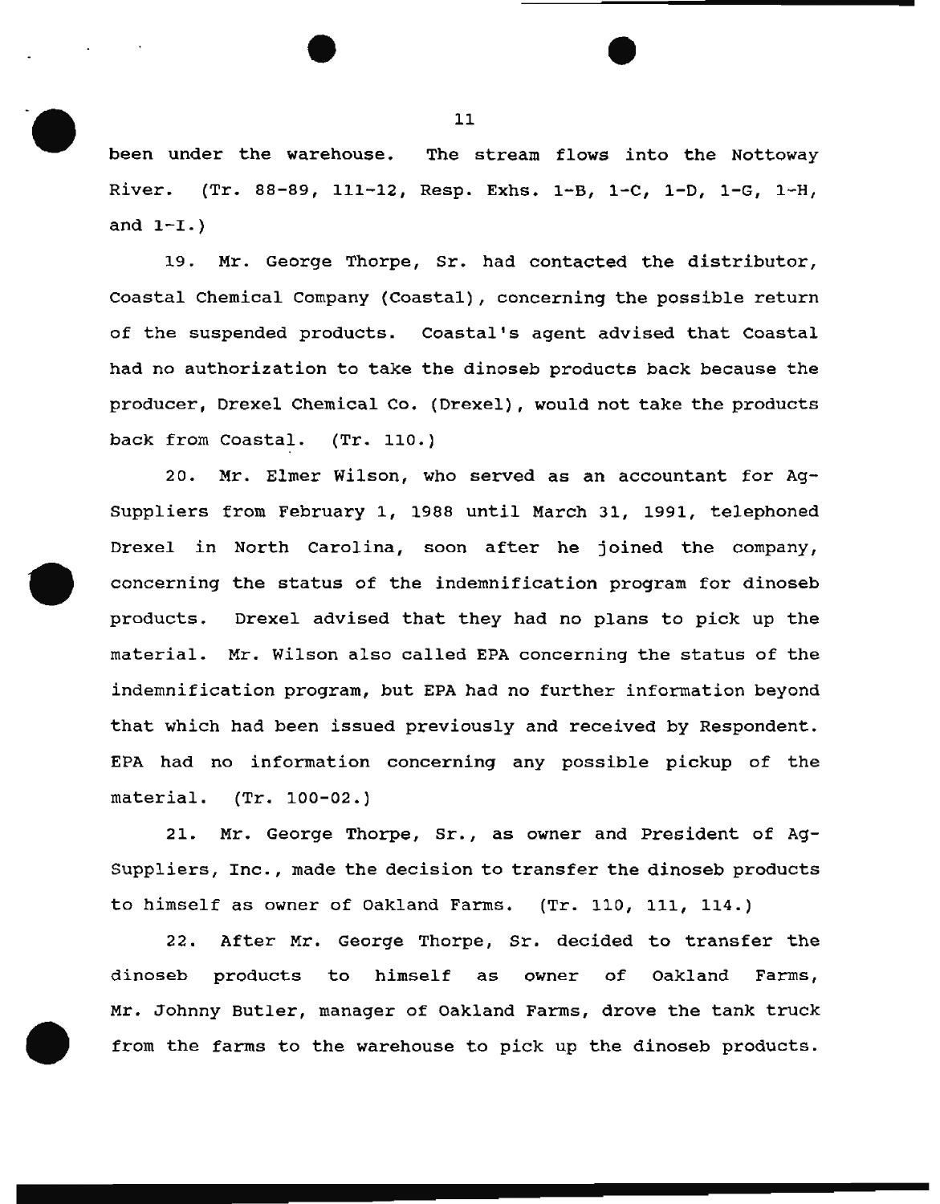been under the warehouse. The stream flows into the Nottoway River. (Tr. 88-89, 111-12, Resp. Exhs. 1-B, 1-C, 1-D, 1-G, 1-H, and 1-I.)

19. Mr. George Thorpe, Sr. had contacted the distributor, Coastal Chemical Company (Coastal), concerning the possible return of the suspended products. Coastal's agent advised that Coastal had no authorization to take the dinoseb products back because the producer, Drexel Chemical Co. (Drexel), would not take the products back from Coastal. (Tr. 110.)

20. Mr. Elmer Wilson, who served as an accountant for Ag-Suppliers from February 1, 1988 until March 31, 1991, telephoned Drexel in North Carolina, soon after he joined the company, concerning the status of the indemnification program for dinoseb products. Drexel advised that they had no plans to pick up the material. Mr. Wilson also called EPA concerning the status of the indemnification program, but EPA had no further information beyond that which had been issued previously and received by Respondent. EPA had no information concerning any possible pickup of the material. (Tr. 100-02.)

21. Mr. George Thorpe, Sr., as owner and President of Ag-Suppliers, Inc., made the decision to transfer the dinoseb products to himself as owner of Oakland Farms. (Tr. 110, 111, 114.)

22. After Mr. George Thorpe, Sr. decided to transfer the dinoseb products to himself as owner of Oakland Farms, Mr. Johnny Butler, manager of Oakland Farms, drove the tank truck from the farms to the warehouse to pick up the dinoseb products.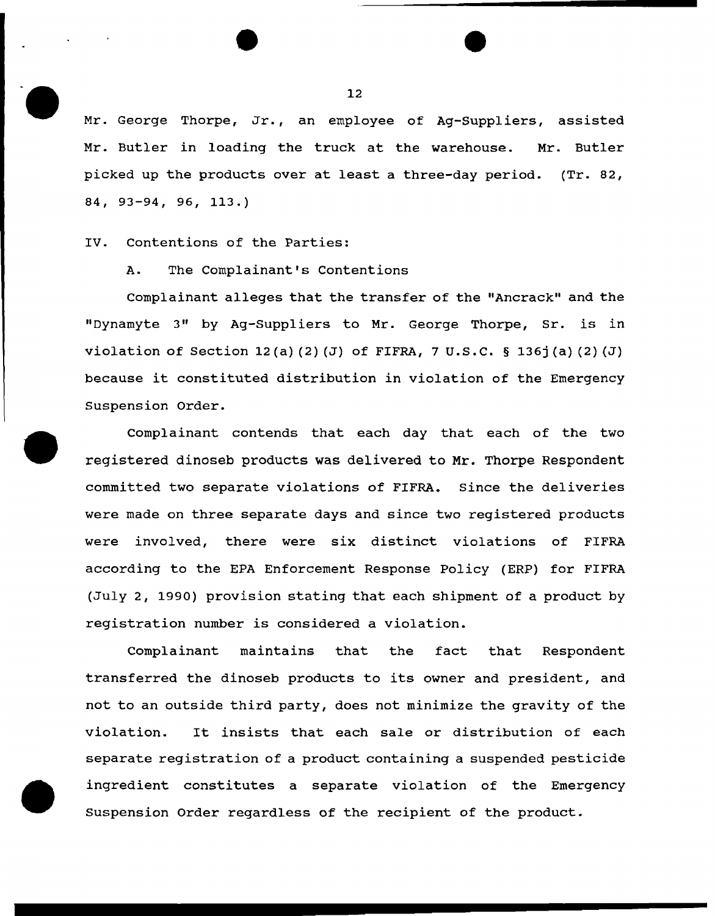Mr. George Thorpe, Jr., an employee of Ag-Suppliers, assisted Mr. Butler in loading the truck at the warehouse. Mr. Butler picked up the products over at least a three-day period. (Tr. 82, 84, 93-94, 96, 113.)

IV. Contentions of the Parties:

A. The Complainant's Contentions

Complainant alleges that the transfer of the "Ancrack" and the "Dynamyte 3" by Ag-Suppliers to Mr. George Thorpe, Sr. is in violation of Section 12(a)(2)(J) of FIFRA, 7 U.S.C. § 136j(a)(2)(J) because it constituted distribution in violation of the Emergency Suspension Order.

Complainant contends that each day that each of the two registered dinoseb products was delivered to Mr. Thorpe Respondent committed two separate violations of FIFRA. Since the deliveries were made on three separate days and since two registered products were involved, there were six distinct violations of FIFRA according to the EPA Enforcement Response Policy (ERP) for FIFRA (July 2, 1990) provision stating that each shipment of a product by registration number is considered a violation.

Complainant maintains that the fact that Respondent transferred the dinoseb products to its owner and president, and not to an outside third party, does not minimize the gravity of the violation. It insists that each sale or distribution of each separate registration of a product containing a suspended pesticide ingredient constitutes a separate violation of the Emergency Suspension Order regardless of the recipient of the product.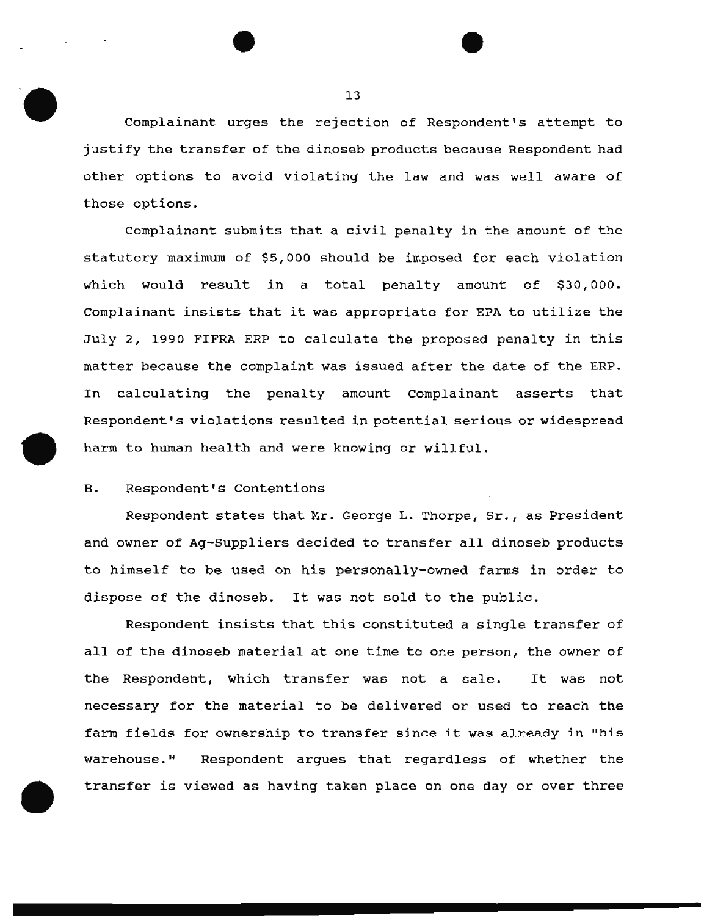Complainant urges the rejection of Respondent's attempt to justify the transfer of the dinoseb products because Respondent had other options to avoid violating the law and was well aware of those options.

Complainant submits that a civil penalty in the amount of the statutory maximum of $5,000 should be imposed for each violation which would result in a total penalty amount of $30,000. Complainant insists that it was appropriate for EPA to utilize the July 2, 1990 FIFRA ERP to calculate the proposed penalty in this matter because the complaint was issued after the date of the ERP. In calculating the penalty amount Complainant asserts that Respondent's violations resulted in potential serious or widespread harm to human health and were knowing or willful.

B. Respondent's Contentions

Respondent states that Mr. George L. Thorpe, Sr., as President and owner of Ag-Suppliers decided to transfer all dinoseb products to himself to be used on his personally-owned farms in order to dispose of the dinoseb. It was not sold to the public.

Respondent insists that this constituted a single transfer of all of the dinoseb material at one time to one person, the owner of the Respondent, which transfer was not a sale. It was not necessary for the material to be delivered or used to reach the farm fields for ownership to transfer since it was already in "his warehouse." Respondent argues that regardless of whether the transfer is viewed as having taken place on one day or over three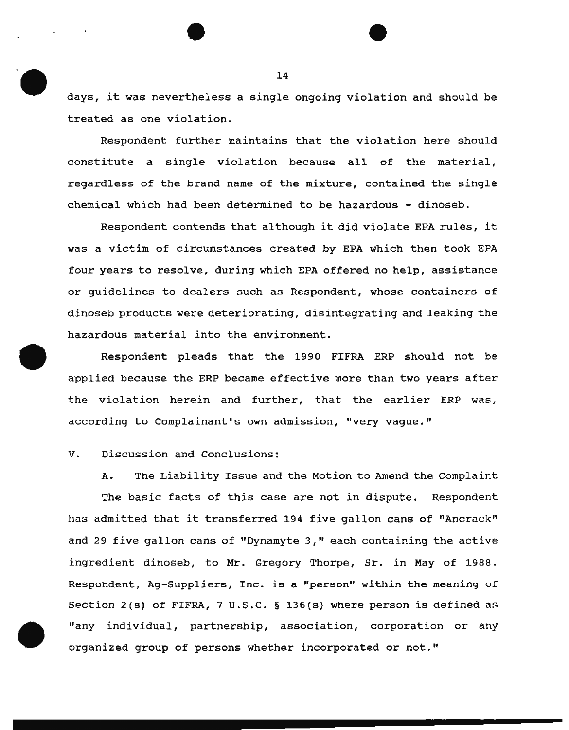days, it was nevertheless a single ongoing violation and should be treated as one violation.

Respondent further maintains that the violation here should constitute a single violation because all of the material, regardless of the brand name of the mixture, contained the single chemical which had been determined to be hazardous - dinoseb.

Respondent contends that although it did violate EPA rules, it was a victim of circumstances created by EPA which then took EPA four years to resolve, during which EPA offered no help, assistance or guidelines to dealers such as Respondent, whose containers of dinoseb products were deteriorating, disintegrating and leaking the hazardous material into the environment.

Respondent pleads that the 1990 FIFRA ERP should not be applied because the ERP became effective more than two years after the violation herein and further, that the earlier ERP was, according to Complainant's own admission, "very vague."

## V. Discussion and Conclusions:

### A. The Liability Issue and the Motion to Amend the Complaint

The basic facts of this case are not in dispute. Respondent has admitted that it transferred 194 five gallon cans of "Ancrack" and 29 five gallon cans of "Dynamyte 3," each containing the active ingredient dinoseb, to Mr. Gregory Thorpe, Sr. in May of 1988. Respondent, Ag-Suppliers, Inc. is a "person" within the meaning of Section 2(s) of FIFRA, 7 U.S.C. § 136(s) where person is defined as "any individual, partnership, association, corporation or any organized group of persons whether incorporated or not."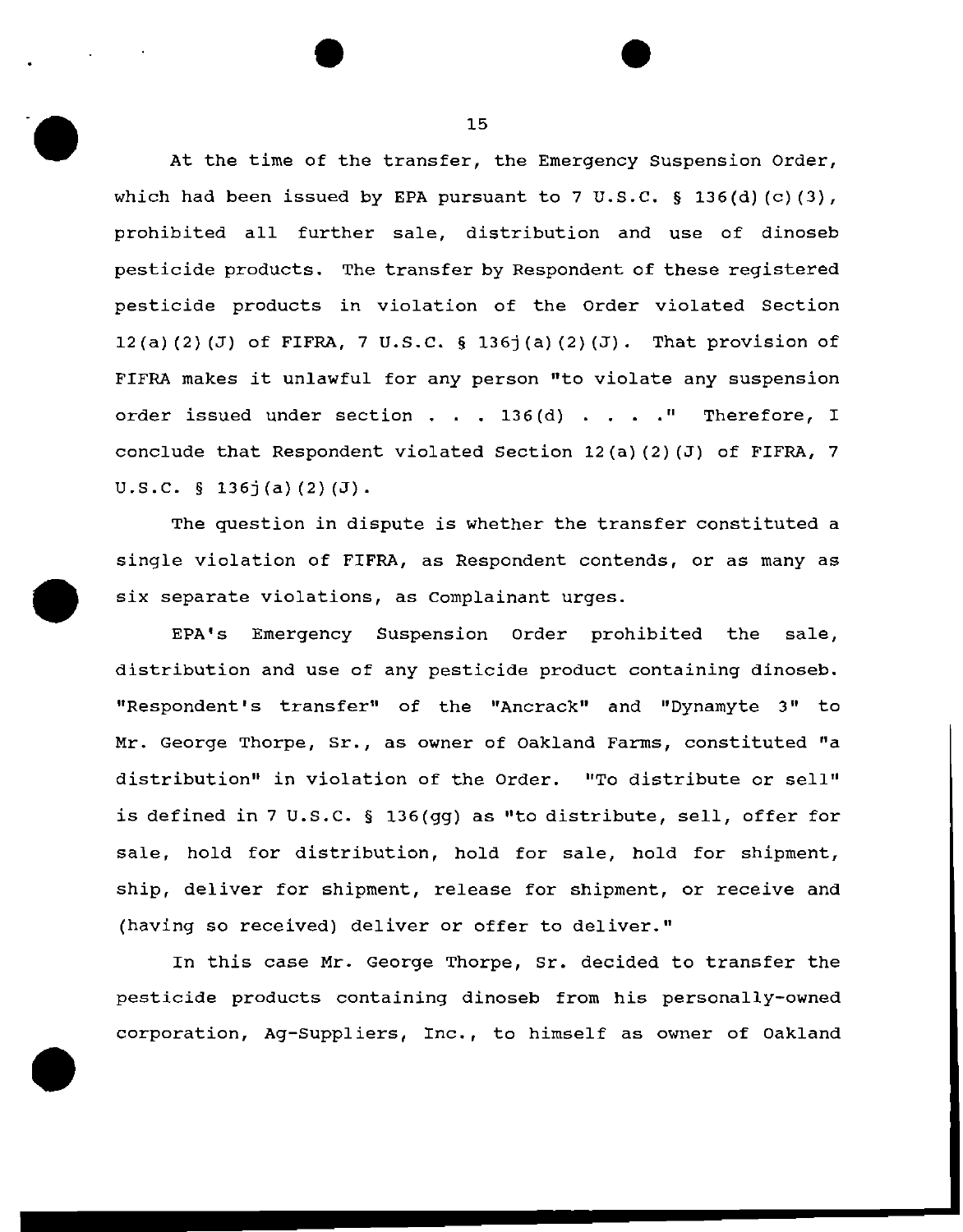At the time of the transfer, the Emergency Suspension Order, which had been issued by EPA pursuant to 7 U.S.C. § 136(d)(c)(3), prohibited all further sale, distribution and use of dinoseb pesticide products. The transfer by Respondent of these registered pesticide products in violation of the Order violated Section 12(a)(2)(J) of FIFRA, 7 U.S.C. § 136j(a)(2)(J). That provision of FIFRA makes it unlawful for any person "to violate any suspension order issued under section . . . 136(d) . . . ." Therefore, I conclude that Respondent violated Section 12(a)(2)(J) of FIFRA, 7 U.S.C. § 136j(a)(2)(J).

The question in dispute is whether the transfer constituted a single violation of FIFRA, as Respondent contends, or as many as six separate violations, as Complainant urges.

EPA's Emergency Suspension Order prohibited the sale, distribution and use of any pesticide product containing dinoseb. "Respondent's transfer" of the "Ancrack" and "Dynamyte 3" to Mr. George Thorpe, Sr., as owner of Oakland Farms, constituted "a distribution" in violation of the Order. "To distribute or sell" is defined in 7 U.S.C. § 136(gg) as "to distribute, sell, offer for sale, hold for distribution, hold for sale, hold for shipment, ship, deliver for shipment, release for shipment, or receive and (having so received) deliver or offer to deliver."

In this case Mr. George Thorpe, Sr. decided to transfer the pesticide products containing dinoseb from his personally-owned corporation, Ag-Suppliers, Inc., to himself as owner of Oakland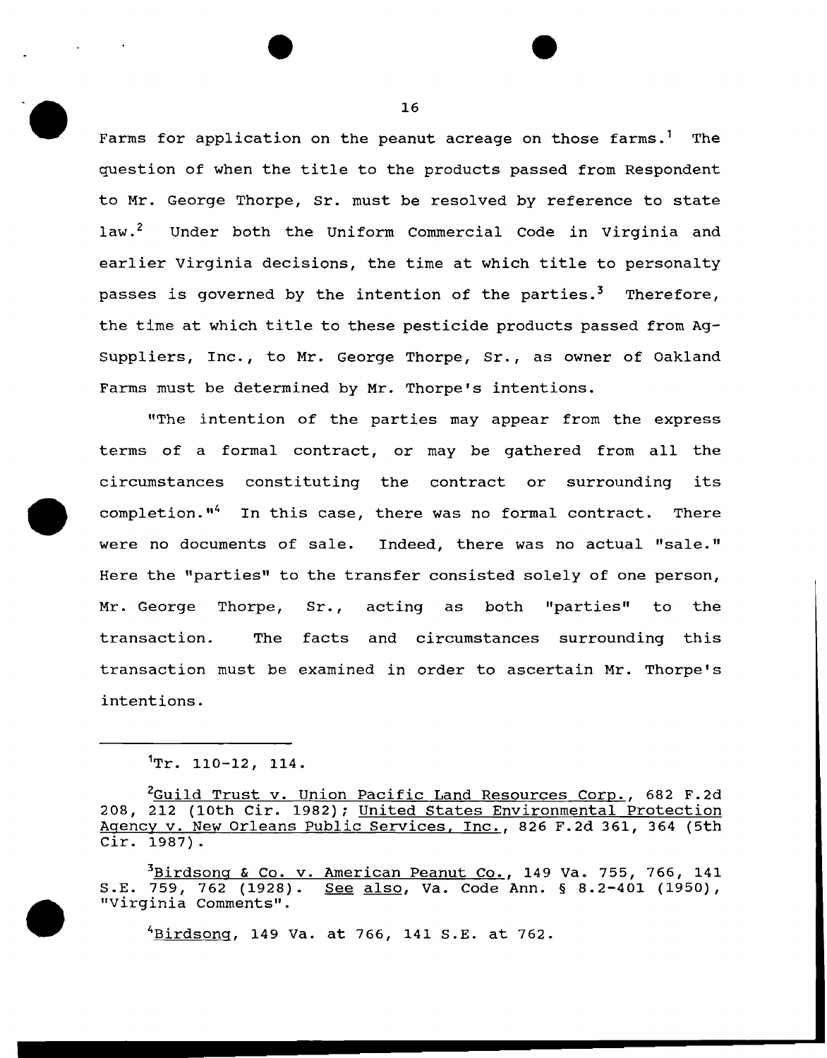Farms for application on the peanut acreage on those farms.[1] The question of when the title to the products passed from Respondent to Mr. George Thorpe, Sr. must be resolved by reference to state law.[2] Under both the Uniform Commercial Code in Virginia and earlier Virginia decisions, the time at which title to personalty passes is governed by the intention of the parties.[3] Therefore, the time at which title to these pesticide products passed from Ag-Suppliers, Inc., to Mr. George Thorpe, Sr., as owner of Oakland Farms must be determined by Mr. Thorpe's intentions.

"The intention of the parties may appear from the express terms of a formal contract, or may be gathered from all the circumstances constituting the contract or surrounding its completion."[4] In this case, there was no formal contract. There were no documents of sale. Indeed, there was no actual "sale." Here the "parties" to the transfer consisted solely of one person, Mr. George Thorpe, Sr., acting as both "parties" to the transaction. The facts and circumstances surrounding this transaction must be examined in order to ascertain Mr. Thorpe's intentions.

---

[1] Tr. 110-12, 114.

[2] Guild Trust v. Union Pacific Land Resources Corp., 682 F.2d 208, 212 (10th Cir. 1982); United States Environmental Protection Agency v. New Orleans Public Services, Inc., 826 F.2d 361, 364 (5th Cir. 1987).

[3] Birdsong & Co. v. American Peanut Co., 149 Va. 755, 766, 141 S.E. 759, 762 (1928). See also, Va. Code Ann. § 8.2-401 (1950), "Virginia Comments".

[4] Birdsong, 149 Va. at 766, 141 S.E. at 762.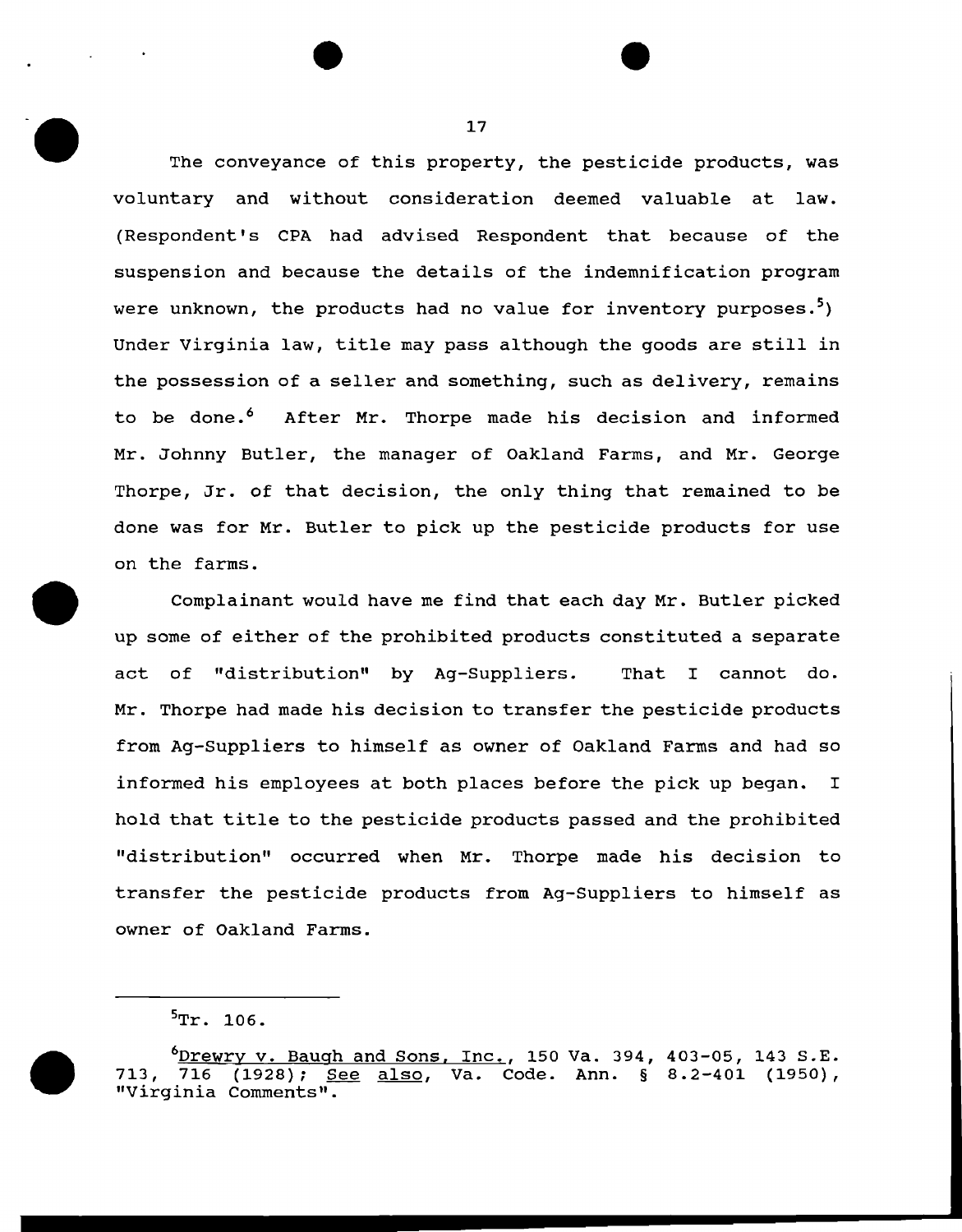The conveyance of this property, the pesticide products, was voluntary and without consideration deemed valuable at law. (Respondent's CPA had advised Respondent that because of the suspension and because the details of the indemnification program were unknown, the products had no value for inventory purposes.[5]) Under Virginia law, title may pass although the goods are still in the possession of a seller and something, such as delivery, remains to be done.[6] After Mr. Thorpe made his decision and informed Mr. Johnny Butler, the manager of Oakland Farms, and Mr. George Thorpe, Jr. of that decision, the only thing that remained to be done was for Mr. Butler to pick up the pesticide products for use on the farms.

Complainant would have me find that each day Mr. Butler picked up some of either of the prohibited products constituted a separate act of "distribution" by Ag-Suppliers. That I cannot do. Mr. Thorpe had made his decision to transfer the pesticide products from Ag-Suppliers to himself as owner of Oakland Farms and had so informed his employees at both places before the pick up began. I hold that title to the pesticide products passed and the prohibited "distribution" occurred when Mr. Thorpe made his decision to transfer the pesticide products from Ag-Suppliers to himself as owner of Oakland Farms.

---

[5]Tr. 106.

[6]Drewry v. Baugh and Sons, Inc., 150 Va. 394, 403-05, 143 S.E. 713, 716 (1928); See also, Va. Code. Ann. § 8.2-401 (1950), "Virginia Comments".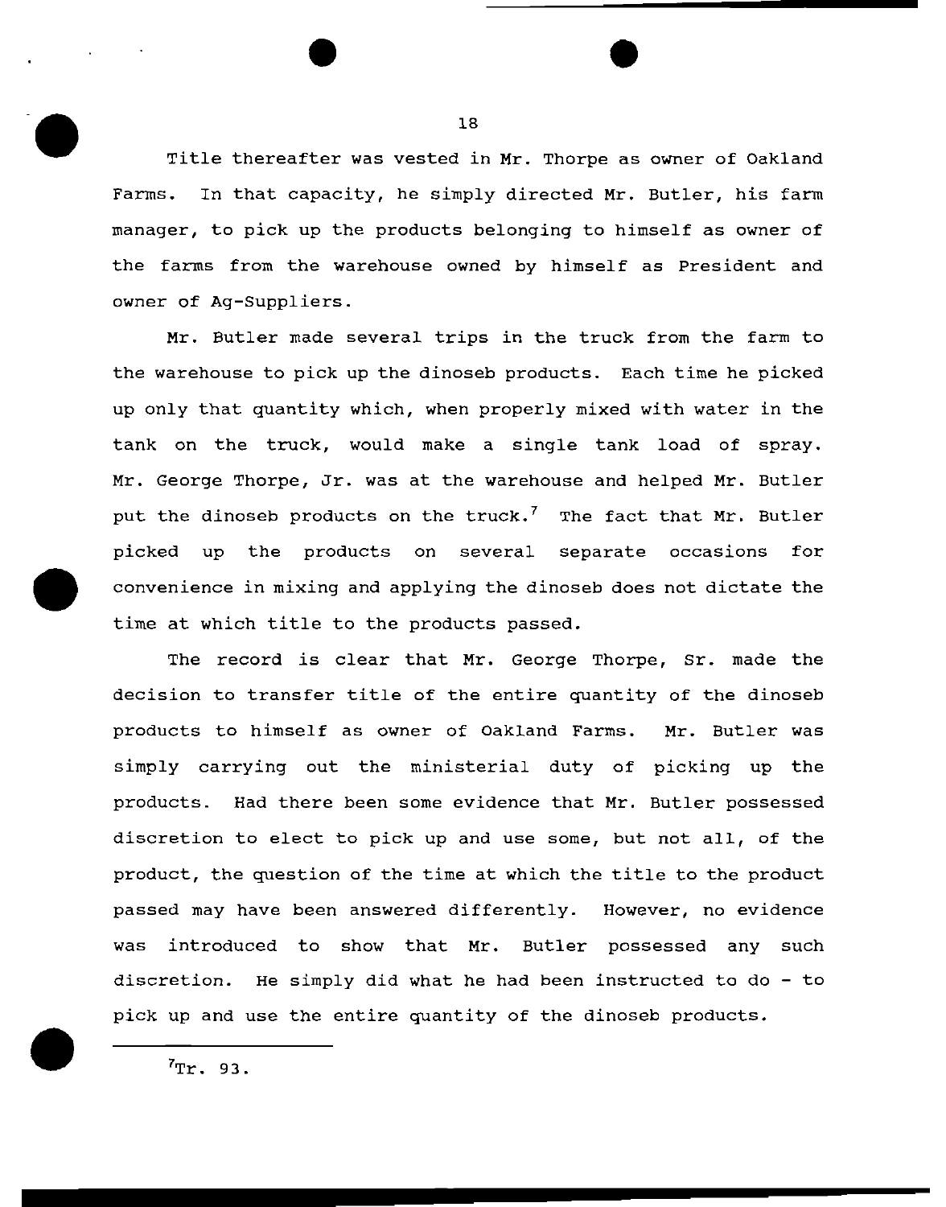Title thereafter was vested in Mr. Thorpe as owner of Oakland Farms. In that capacity, he simply directed Mr. Butler, his farm manager, to pick up the products belonging to himself as owner of the farms from the warehouse owned by himself as President and owner of Ag-Suppliers.

Mr. Butler made several trips in the truck from the farm to the warehouse to pick up the dinoseb products. Each time he picked up only that quantity which, when properly mixed with water in the tank on the truck, would make a single tank load of spray. Mr. George Thorpe, Jr. was at the warehouse and helped Mr. Butler put the dinoseb products on the truck.[7] The fact that Mr. Butler picked up the products on several separate occasions for convenience in mixing and applying the dinoseb does not dictate the time at which title to the products passed.

The record is clear that Mr. George Thorpe, Sr. made the decision to transfer title of the entire quantity of the dinoseb products to himself as owner of Oakland Farms. Mr. Butler was simply carrying out the ministerial duty of picking up the products. Had there been some evidence that Mr. Butler possessed discretion to elect to pick up and use some, but not all, of the product, the question of the time at which the title to the product passed may have been answered differently. However, no evidence was introduced to show that Mr. Butler possessed any such discretion. He simply did what he had been instructed to do - to pick up and use the entire quantity of the dinoseb products.

---

[7] Tr. 93.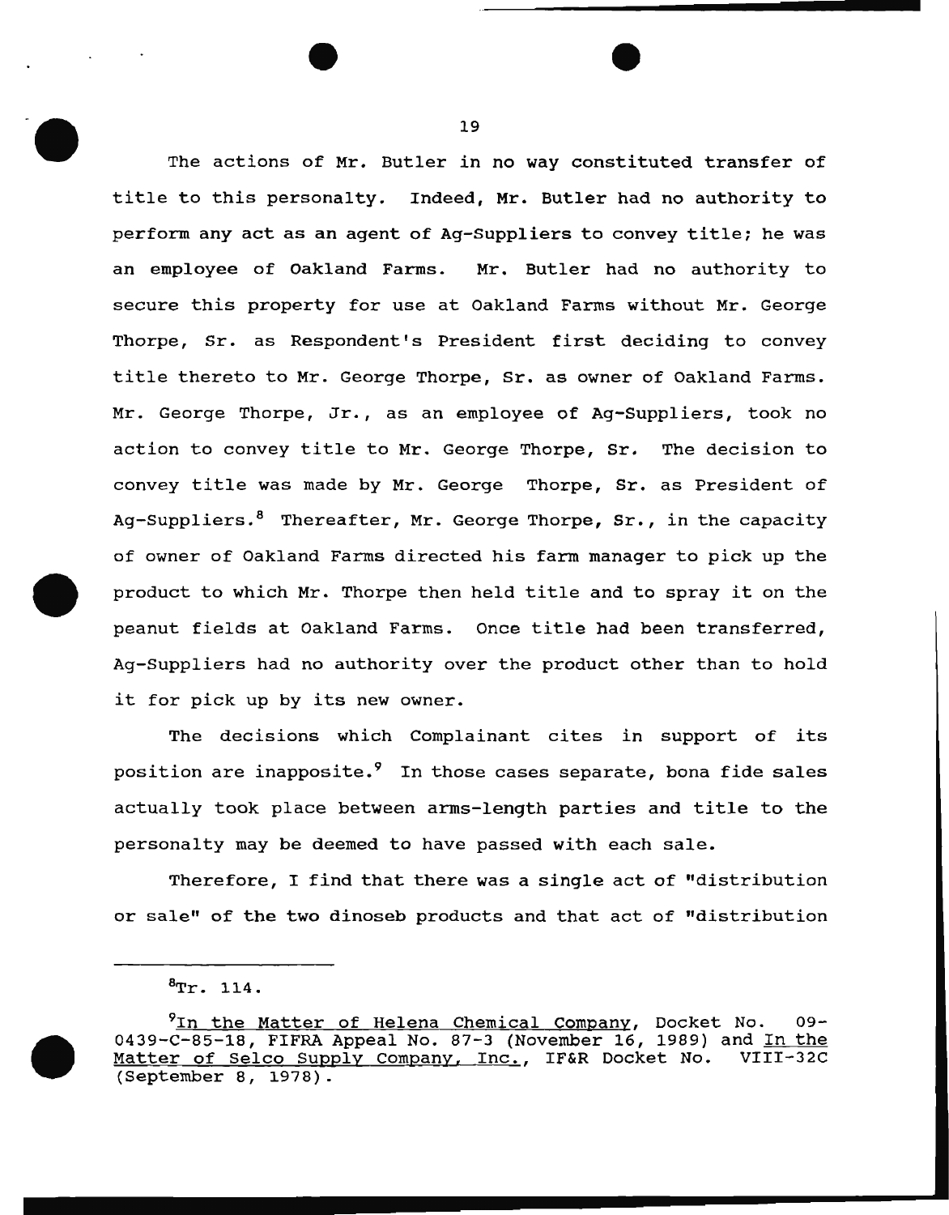The actions of Mr. Butler in no way constituted transfer of title to this personalty. Indeed, Mr. Butler had no authority to perform any act as an agent of Ag-Suppliers to convey title; he was an employee of Oakland Farms. Mr. Butler had no authority to secure this property for use at Oakland Farms without Mr. George Thorpe, Sr. as Respondent's President first deciding to convey title thereto to Mr. George Thorpe, Sr. as owner of Oakland Farms. Mr. George Thorpe, Jr., as an employee of Ag-Suppliers, took no action to convey title to Mr. George Thorpe, Sr. The decision to convey title was made by Mr. George Thorpe, Sr. as President of Ag-Suppliers.[8] Thereafter, Mr. George Thorpe, Sr., in the capacity of owner of Oakland Farms directed his farm manager to pick up the product to which Mr. Thorpe then held title and to spray it on the peanut fields at Oakland Farms. Once title had been transferred, Ag-Suppliers had no authority over the product other than to hold it for pick up by its new owner.

The decisions which Complainant cites in support of its position are inapposite.[9] In those cases separate, bona fide sales actually took place between arms-length parties and title to the personalty may be deemed to have passed with each sale.

Therefore, I find that there was a single act of "distribution or sale" of the two dinoseb products and that act of "distribution

---

[8] Tr. 114.

[9] In the Matter of Helena Chemical Company, Docket No. 09-0439-C-85-18, FIFRA Appeal No. 87-3 (November 16, 1989) and In the Matter of Selco Supply Company, Inc., IF&R Docket No. VIII-32C (September 8, 1978).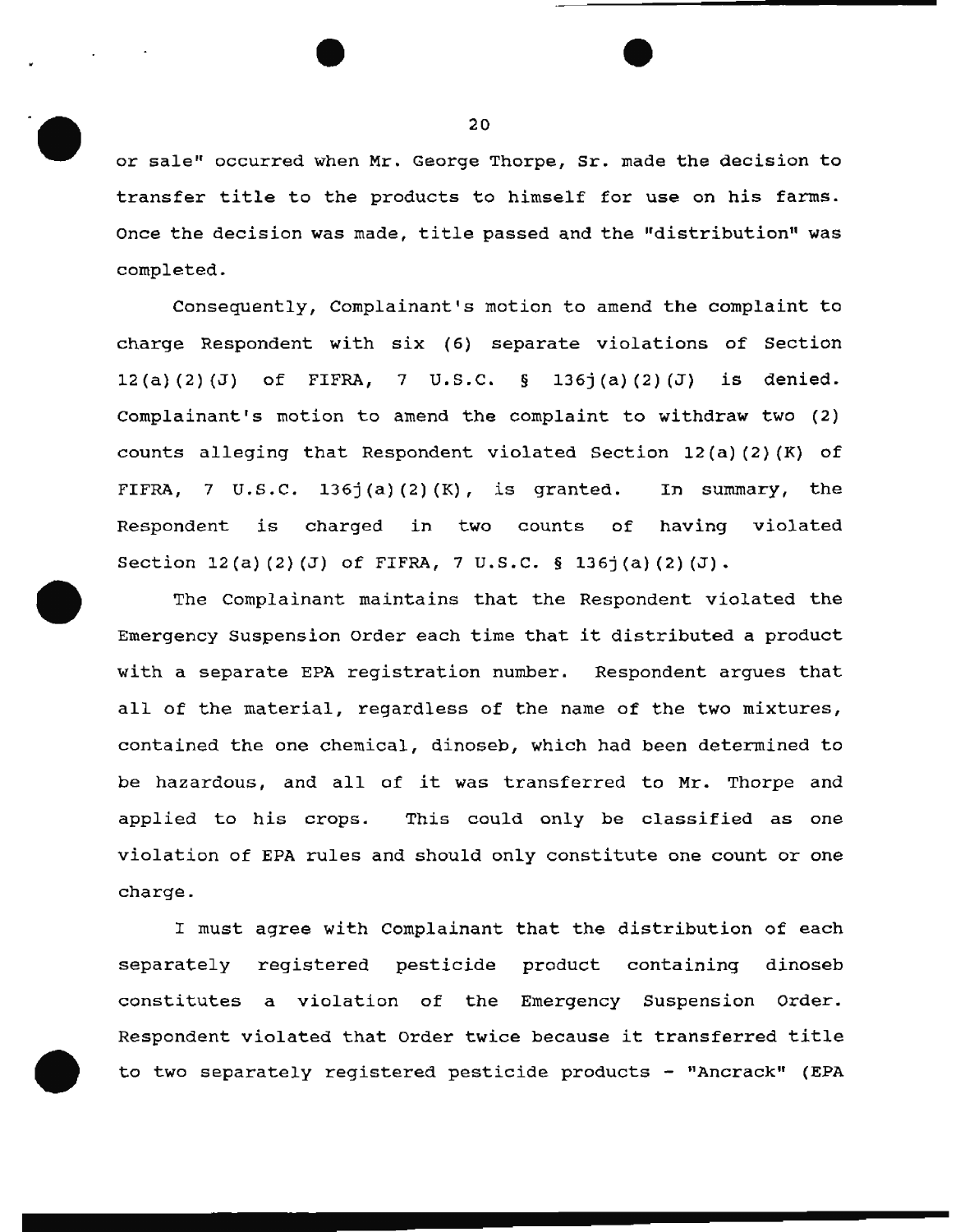or sale" occurred when Mr. George Thorpe, Sr. made the decision to transfer title to the products to himself for use on his farms. Once the decision was made, title passed and the "distribution" was completed.

Consequently, Complainant's motion to amend the complaint to charge Respondent with six (6) separate violations of Section 12(a)(2)(J) of FIFRA, 7 U.S.C. § 136j(a)(2)(J) is denied. Complainant's motion to amend the complaint to withdraw two (2) counts alleging that Respondent violated Section 12(a)(2)(K) of FIFRA, 7 U.S.C. 136j(a)(2)(K), is granted. In summary, the Respondent is charged in two counts of having violated Section 12(a)(2)(J) of FIFRA, 7 U.S.C. § 136j(a)(2)(J).

The Complainant maintains that the Respondent violated the Emergency Suspension Order each time that it distributed a product with a separate EPA registration number. Respondent argues that all of the material, regardless of the name of the two mixtures, contained the one chemical, dinoseb, which had been determined to be hazardous, and all of it was transferred to Mr. Thorpe and applied to his crops. This could only be classified as one violation of EPA rules and should only constitute one count or one charge.

I must agree with Complainant that the distribution of each separately registered pesticide product containing dinoseb constitutes a violation of the Emergency Suspension Order. Respondent violated that Order twice because it transferred title to two separately registered pesticide products - "Ancrack" (EPA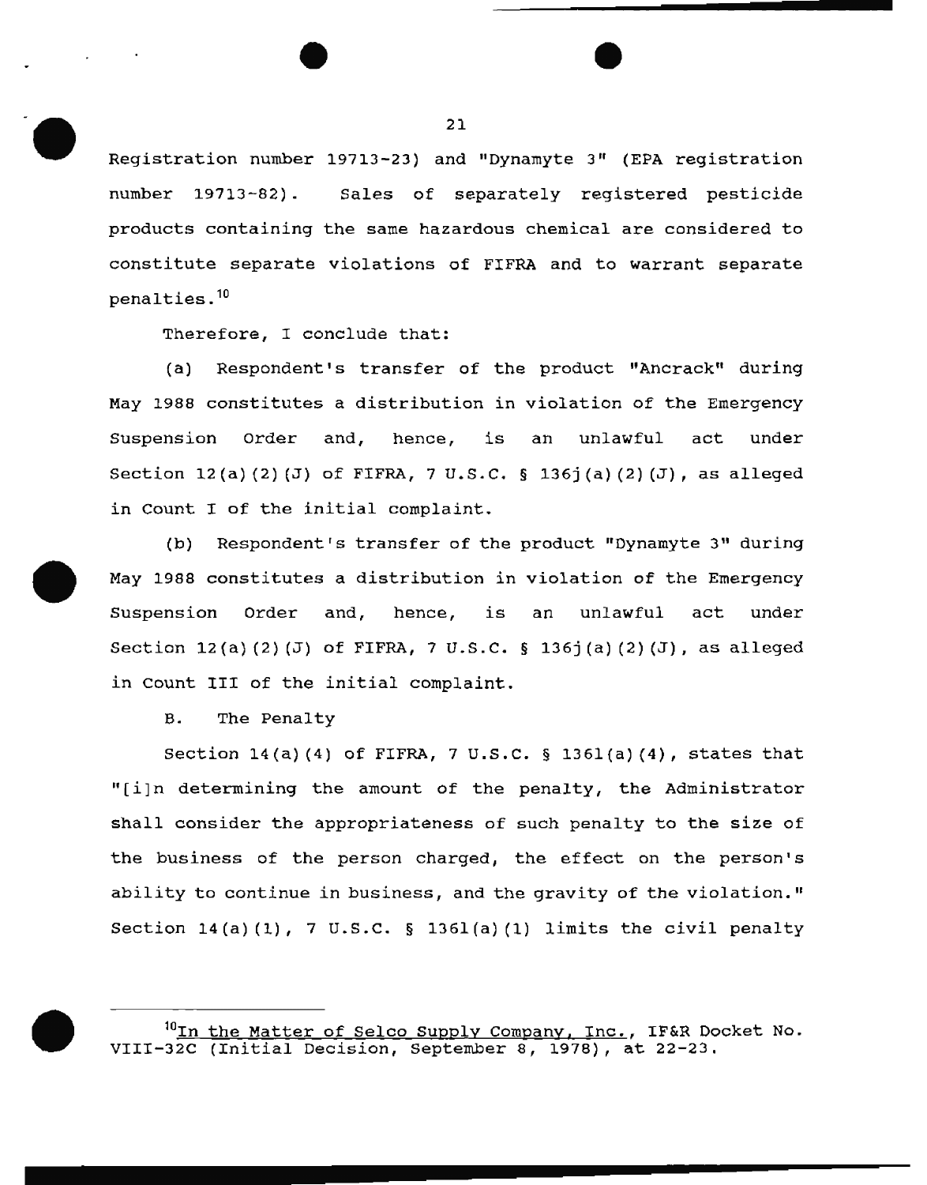Registration number 19713-23) and "Dynamyte 3" (EPA registration number 19713-82). Sales of separately registered pesticide products containing the same hazardous chemical are considered to constitute separate violations of FIFRA and to warrant separate penalties.[10]

Therefore, I conclude that:

(a) Respondent's transfer of the product "Ancrack" during May 1988 constitutes a distribution in violation of the Emergency Suspension Order and, hence, is an unlawful act under Section 12(a)(2)(J) of FIFRA, 7 U.S.C. § 136j(a)(2)(J), as alleged in Count I of the initial complaint.

(b) Respondent's transfer of the product "Dynamyte 3" during May 1988 constitutes a distribution in violation of the Emergency Suspension Order and, hence, is an unlawful act under Section 12(a)(2)(J) of FIFRA, 7 U.S.C. § 136j(a)(2)(J), as alleged in Count III of the initial complaint.

B. The Penalty

Section 14(a)(4) of FIFRA, 7 U.S.C. § 136l(a)(4), states that "[i]n determining the amount of the penalty, the Administrator shall consider the appropriateness of such penalty to the size of the business of the person charged, the effect on the person's ability to continue in business, and the gravity of the violation." Section 14(a)(1), 7 U.S.C. § 136l(a)(1) limits the civil penalty

---

[10] In the Matter of Selco Supply Company, Inc., IF&R Docket No. VIII-32C (Initial Decision, September 8, 1978), at 22-23.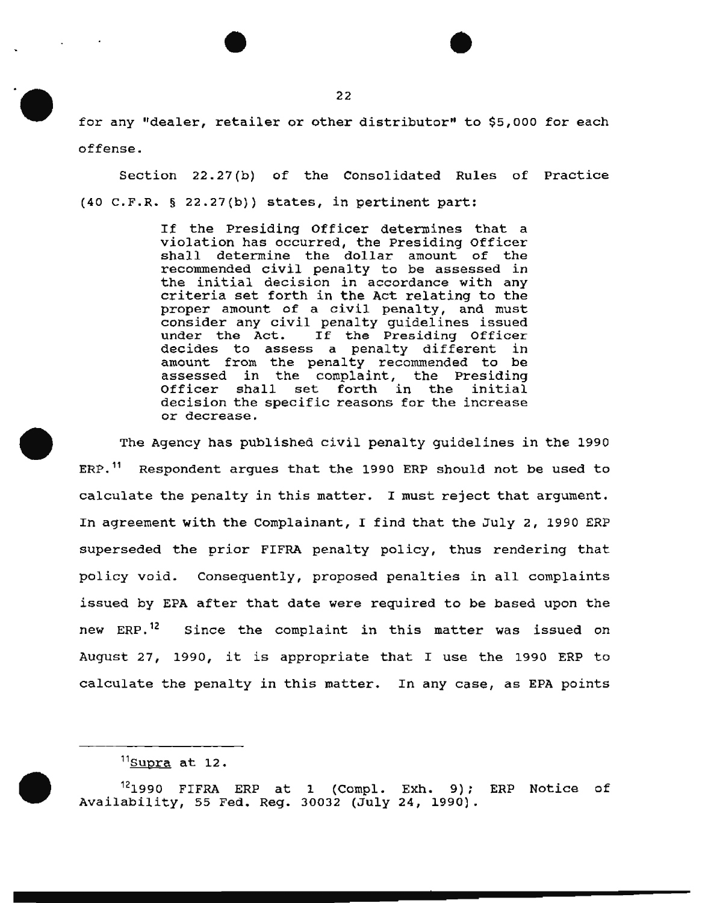for any "dealer, retailer or other distributor" to $5,000 for each offense.

Section 22.27(b) of the Consolidated Rules of Practice (40 C.F.R. § 22.27(b)) states, in pertinent part:

> If the Presiding Officer determines that a violation has occurred, the Presiding Officer shall determine the dollar amount of the recommended civil penalty to be assessed in the initial decision in accordance with any criteria set forth in the Act relating to the proper amount of a civil penalty, and must consider any civil penalty guidelines issued under the Act. If the Presiding Officer decides to assess a penalty different in amount from the penalty recommended to be assessed in the complaint, the Presiding Officer shall set forth in the initial decision the specific reasons for the increase or decrease.

The Agency has published civil penalty guidelines in the 1990 ERP.[11] Respondent argues that the 1990 ERP should not be used to calculate the penalty in this matter. I must reject that argument. In agreement with the Complainant, I find that the July 2, 1990 ERP superseded the prior FIFRA penalty policy, thus rendering that policy void. Consequently, proposed penalties in all complaints issued by EPA after that date were required to be based upon the new ERP.[12] Since the complaint in this matter was issued on August 27, 1990, it is appropriate that I use the 1990 ERP to calculate the penalty in this matter. In any case, as EPA points

---

[11] _Supra_ at 12.

[12] 1990 FIFRA ERP at 1 (Compl. Exh. 9); ERP Notice of Availability, 55 Fed. Reg. 30032 (July 24, 1990).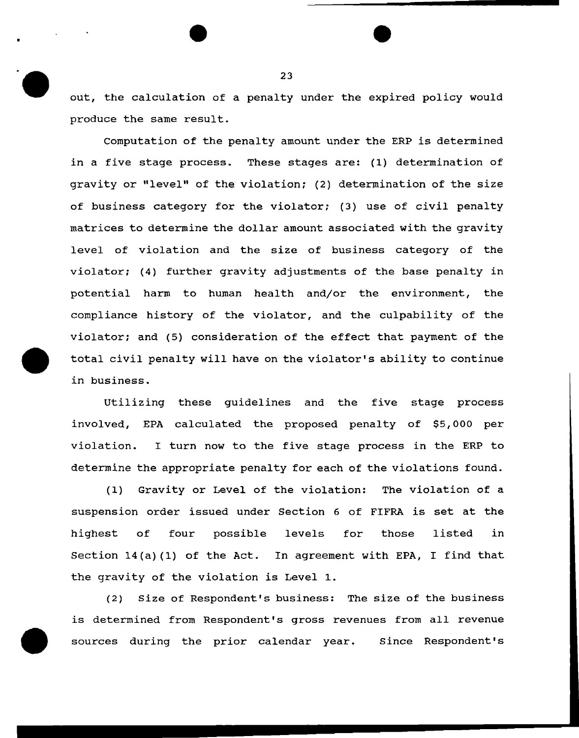out, the calculation of a penalty under the expired policy would produce the same result.

Computation of the penalty amount under the ERP is determined in a five stage process. These stages are: (1) determination of gravity or "level" of the violation; (2) determination of the size of business category for the violator; (3) use of civil penalty matrices to determine the dollar amount associated with the gravity level of violation and the size of business category of the violator; (4) further gravity adjustments of the base penalty in potential harm to human health and/or the environment, the compliance history of the violator, and the culpability of the violator; and (5) consideration of the effect that payment of the total civil penalty will have on the violator's ability to continue in business.

Utilizing these guidelines and the five stage process involved, EPA calculated the proposed penalty of $5,000 per violation. I turn now to the five stage process in the ERP to determine the appropriate penalty for each of the violations found.

(1) Gravity or Level of the violation: The violation of a suspension order issued under Section 6 of FIFRA is set at the highest of four possible levels for those listed in Section 14(a)(1) of the Act. In agreement with EPA, I find that the gravity of the violation is Level 1.

(2) Size of Respondent's business: The size of the business is determined from Respondent's gross revenues from all revenue sources during the prior calendar year. Since Respondent's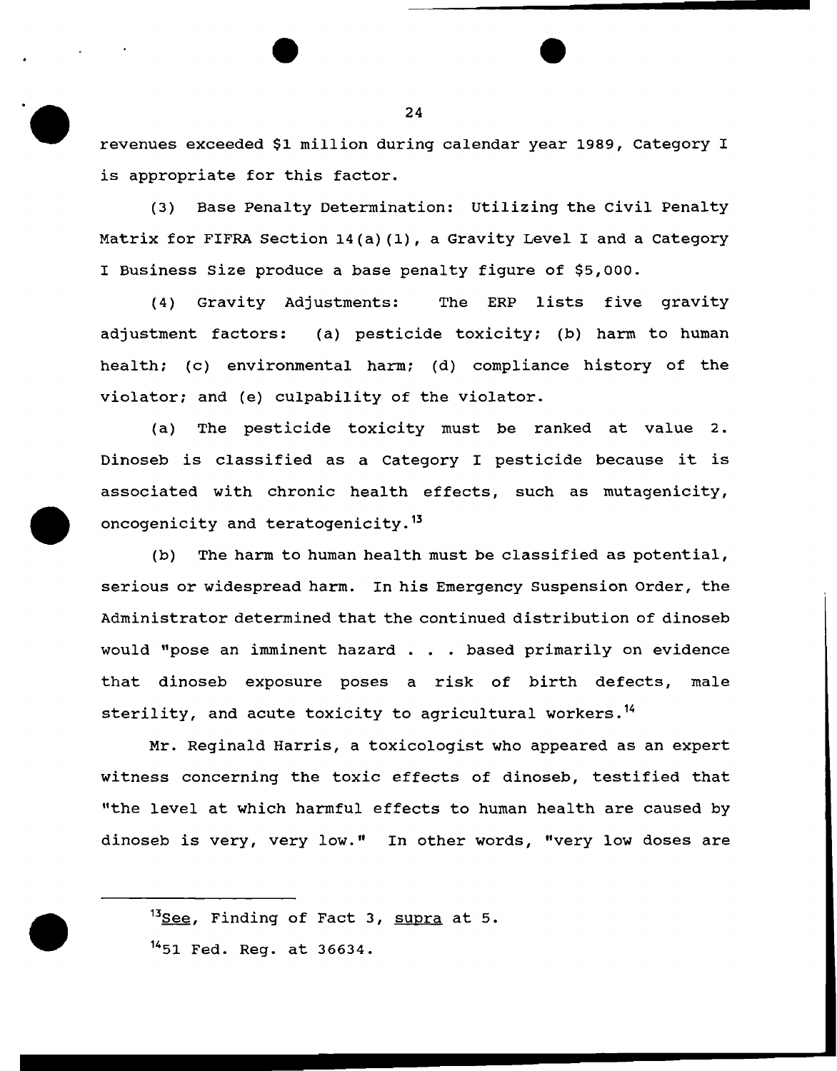revenues exceeded $1 million during calendar year 1989, Category I is appropriate for this factor.

(3) Base Penalty Determination: Utilizing the Civil Penalty Matrix for FIFRA Section 14(a)(1), a Gravity Level I and a Category I Business Size produce a base penalty figure of $5,000.

(4) Gravity Adjustments: The ERP lists five gravity adjustment factors: (a) pesticide toxicity; (b) harm to human health; (c) environmental harm; (d) compliance history of the violator; and (e) culpability of the violator.

(a) The pesticide toxicity must be ranked at value 2. Dinoseb is classified as a Category I pesticide because it is associated with chronic health effects, such as mutagenicity, oncogenicity and teratogenicity.[13]

(b) The harm to human health must be classified as potential, serious or widespread harm. In his Emergency Suspension Order, the Administrator determined that the continued distribution of dinoseb would "pose an imminent hazard . . . based primarily on evidence that dinoseb exposure poses a risk of birth defects, male sterility, and acute toxicity to agricultural workers.[14]

Mr. Reginald Harris, a toxicologist who appeared as an expert witness concerning the toxic effects of dinoseb, testified that "the level at which harmful effects to human health are caused by dinoseb is very, very low." In other words, "very low doses are

---

[13] See, Finding of Fact 3, supra at 5.

[14] 51 Fed. Reg. at 36634.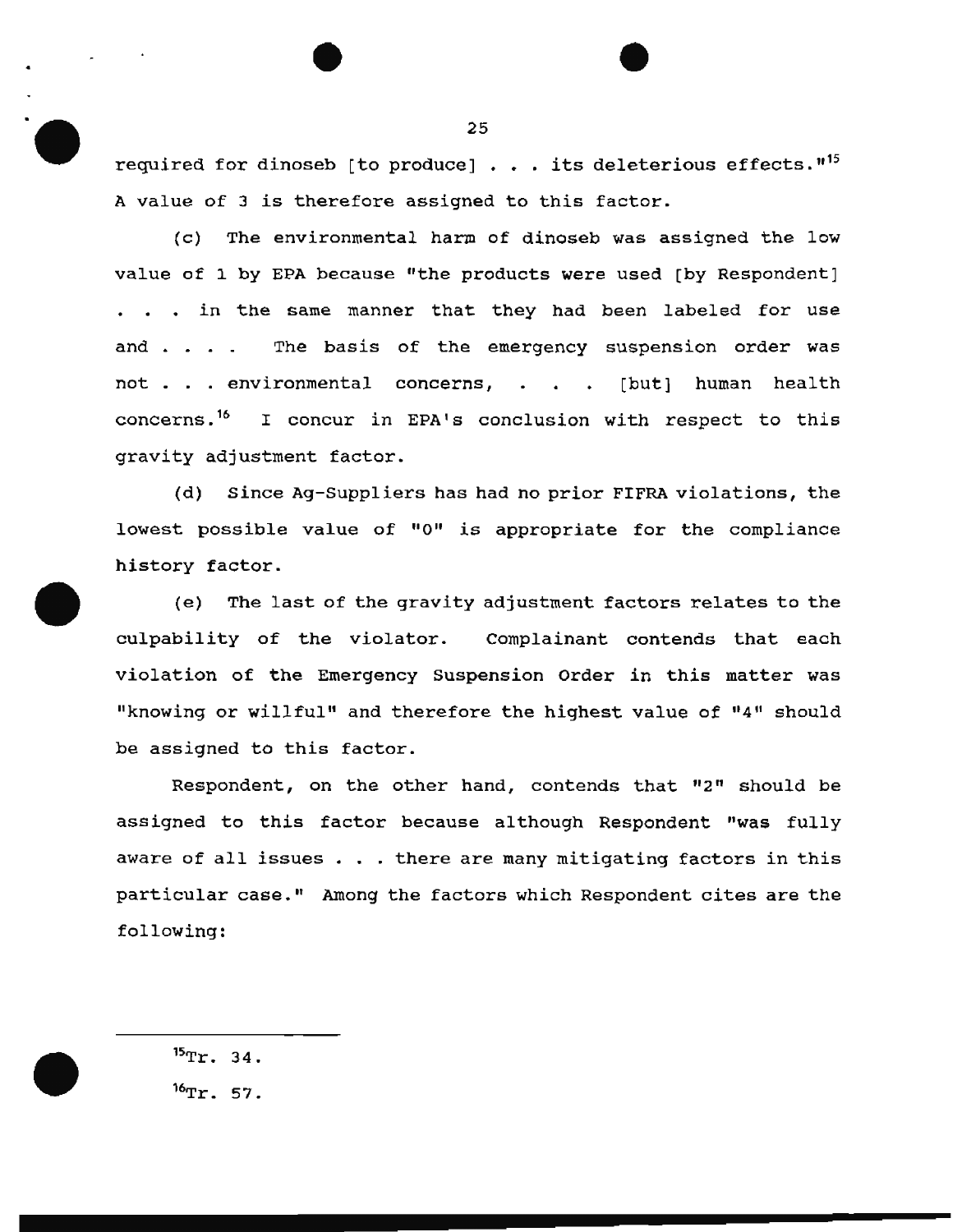required for dinoseb [to produce] . . . its deleterious effects."[15] A value of 3 is therefore assigned to this factor.

(c) The environmental harm of dinoseb was assigned the low value of 1 by EPA because "the products were used [by Respondent] . . . in the same manner that they had been labeled for use and . . . . The basis of the emergency suspension order was not . . . environmental concerns, . . . [but] human health concerns.[16] I concur in EPA's conclusion with respect to this gravity adjustment factor.

(d) Since Ag-Suppliers has had no prior FIFRA violations, the lowest possible value of "0" is appropriate for the compliance history factor.

(e) The last of the gravity adjustment factors relates to the culpability of the violator. Complainant contends that each violation of the Emergency Suspension Order in this matter was "knowing or willful" and therefore the highest value of "4" should be assigned to this factor.

Respondent, on the other hand, contends that "2" should be assigned to this factor because although Respondent "was fully aware of all issues . . . there are many mitigating factors in this particular case." Among the factors which Respondent cites are the following:

---

[15]Tr. 34.

[16]Tr. 57.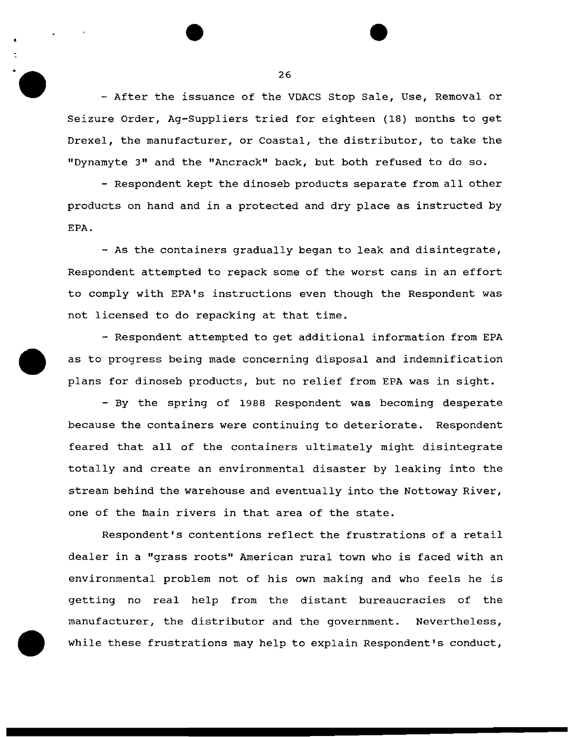- After the issuance of the VDACS Stop Sale, Use, Removal or Seizure Order, Ag-Suppliers tried for eighteen (18) months to get Drexel, the manufacturer, or Coastal, the distributor, to take the "Dynamyte 3" and the "Ancrack" back, but both refused to do so.

- Respondent kept the dinoseb products separate from all other products on hand and in a protected and dry place as instructed by EPA.

- As the containers gradually began to leak and disintegrate, Respondent attempted to repack some of the worst cans in an effort to comply with EPA's instructions even though the Respondent was not licensed to do repacking at that time.

- Respondent attempted to get additional information from EPA as to progress being made concerning disposal and indemnification plans for dinoseb products, but no relief from EPA was in sight.

- By the spring of 1988 Respondent was becoming desperate because the containers were continuing to deteriorate. Respondent feared that all of the containers ultimately might disintegrate totally and create an environmental disaster by leaking into the stream behind the warehouse and eventually into the Nottoway River, one of the main rivers in that area of the state.

Respondent's contentions reflect the frustrations of a retail dealer in a "grass roots" American rural town who is faced with an environmental problem not of his own making and who feels he is getting no real help from the distant bureaucracies of the manufacturer, the distributor and the government. Nevertheless, while these frustrations may help to explain Respondent's conduct,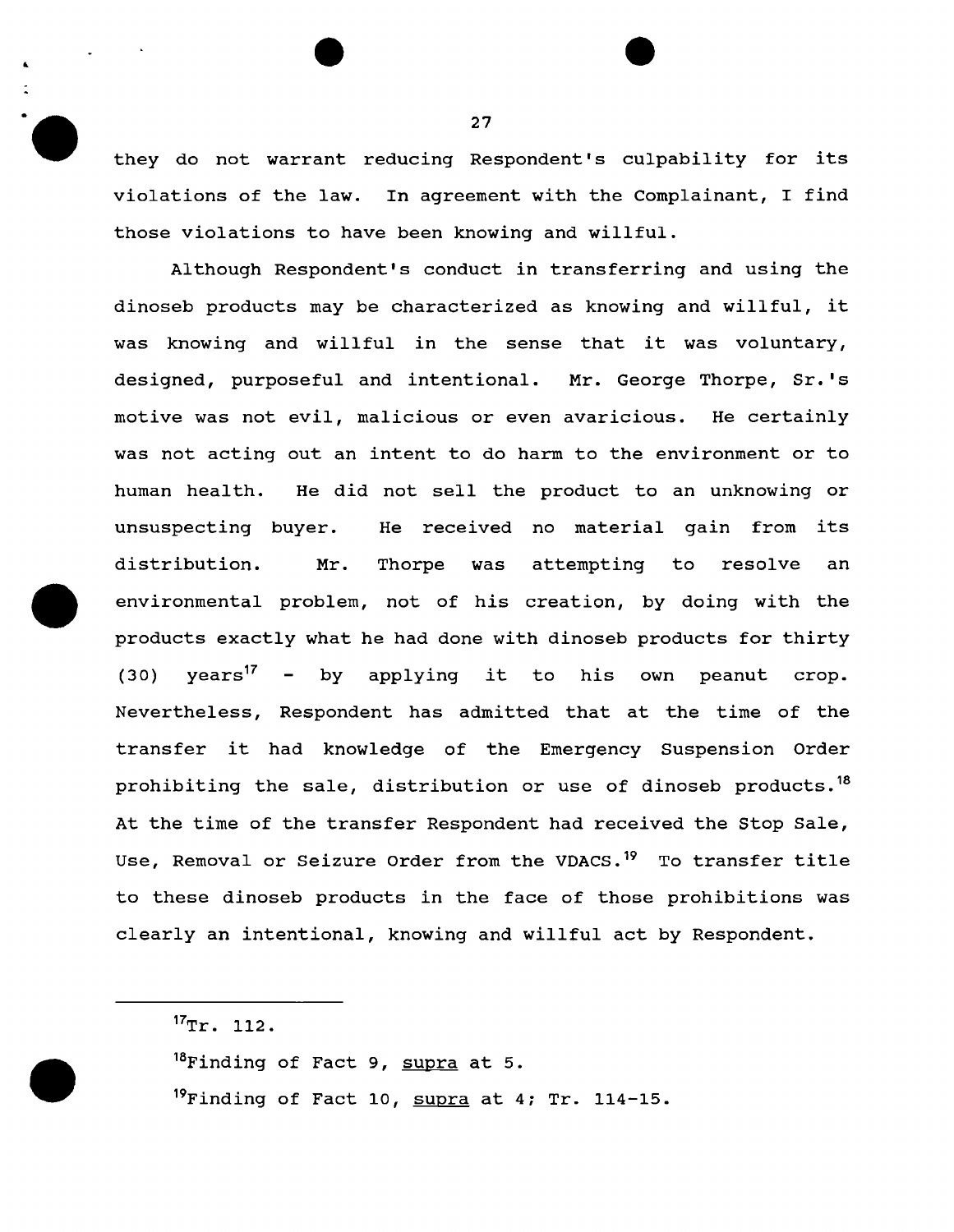they do not warrant reducing Respondent's culpability for its violations of the law. In agreement with the Complainant, I find those violations to have been knowing and willful.

Although Respondent's conduct in transferring and using the dinoseb products may be characterized as knowing and willful, it was knowing and willful in the sense that it was voluntary, designed, purposeful and intentional. Mr. George Thorpe, Sr.'s motive was not evil, malicious or even avaricious. He certainly was not acting out an intent to do harm to the environment or to human health. He did not sell the product to an unknowing or unsuspecting buyer. He received no material gain from its distribution. Mr. Thorpe was attempting to resolve an environmental problem, not of his creation, by doing with the products exactly what he had done with dinoseb products for thirty (30) years[17] - by applying it to his own peanut crop. Nevertheless, Respondent has admitted that at the time of the transfer it had knowledge of the Emergency Suspension Order prohibiting the sale, distribution or use of dinoseb products.[18] At the time of the transfer Respondent had received the Stop Sale, Use, Removal or Seizure Order from the VDACS.[19] To transfer title to these dinoseb products in the face of those prohibitions was clearly an intentional, knowing and willful act by Respondent.

---

[17] Tr. 112.

[18] Finding of Fact 9, supra at 5.

[19] Finding of Fact 10, supra at 4; Tr. 114-15.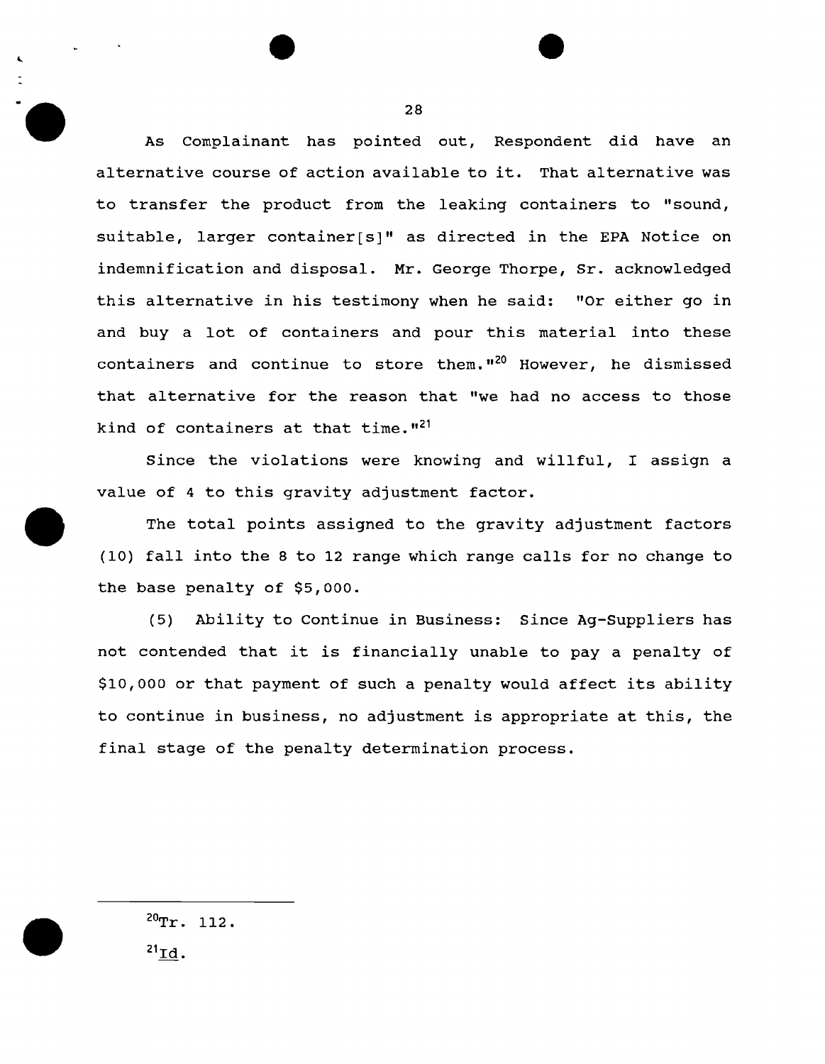As Complainant has pointed out, Respondent did have an alternative course of action available to it. That alternative was to transfer the product from the leaking containers to "sound, suitable, larger container[s]" as directed in the EPA Notice on indemnification and disposal. Mr. George Thorpe, Sr. acknowledged this alternative in his testimony when he said: "Or either go in and buy a lot of containers and pour this material into these containers and continue to store them."[20] However, he dismissed that alternative for the reason that "we had no access to those kind of containers at that time."[21]

Since the violations were knowing and willful, I assign a value of 4 to this gravity adjustment factor.

The total points assigned to the gravity adjustment factors (10) fall into the 8 to 12 range which range calls for no change to the base penalty of $5,000.

(5) Ability to Continue in Business: Since Ag-Suppliers has not contended that it is financially unable to pay a penalty of $10,000 or that payment of such a penalty would affect its ability to continue in business, no adjustment is appropriate at this, the final stage of the penalty determination process.

---

[20] Tr. 112.

[21] Id.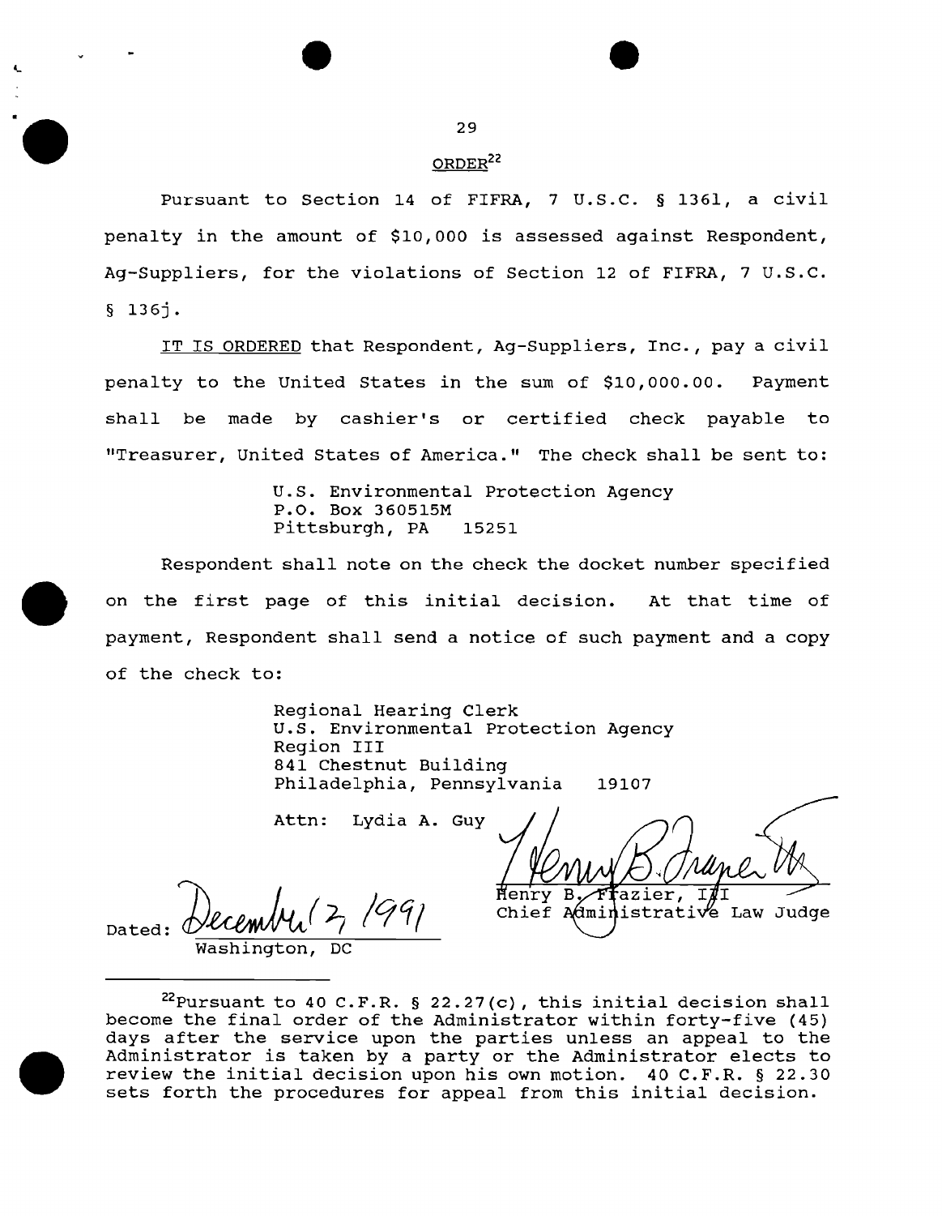## ORDER[22]

Pursuant to Section 14 of FIFRA, 7 U.S.C. § 136l, a civil penalty in the amount of $10,000 is assessed against Respondent, Ag-Suppliers, for the violations of Section 12 of FIFRA, 7 U.S.C. § 136j.

IT IS ORDERED that Respondent, Ag-Suppliers, Inc., pay a civil penalty to the United States in the sum of $10,000.00. Payment shall be made by cashier's or certified check payable to "Treasurer, United States of America." The check shall be sent to:

> U.S. Environmental Protection Agency
> P.O. Box 360515M
> Pittsburgh, PA 15251

Respondent shall note on the check the docket number specified on the first page of this initial decision. At that time of payment, Respondent shall send a notice of such payment and a copy of the check to:

> Regional Hearing Clerk
> U.S. Environmental Protection Agency
> Region III
> 841 Chestnut Building
> Philadelphia, Pennsylvania 19107
>
> Attn: Lydia A. Guy

Henry B. Frazier, III
Chief Administrative Law Judge

Dated: December 27, 1991
Washington, DC

---

[22] Pursuant to 40 C.F.R. § 22.27(c), this initial decision shall become the final order of the Administrator within forty-five (45) days after the service upon the parties unless an appeal to the Administrator is taken by a party or the Administrator elects to review the initial decision upon his own motion. 40 C.F.R. § 22.30 sets forth the procedures for appeal from this initial decision.